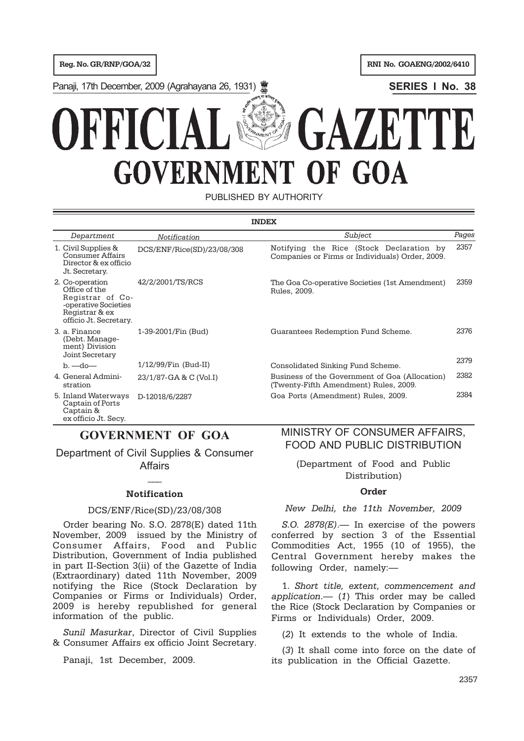Reg. No. GR/RNP/GOA/32

RNI No. GOAENG/2002/6410

Panaji, 17th December, 2009 (Agrahayana 26, 1931)

**SERIES I No. 38**

# OFFICIAL GAZETTE
# GOVERNMENT OF GOA

PUBLISHED BY AUTHORITY

**INDEX**

| *Department* | *Notification* | *Subject* | *Pages* |
|---|---|---|---|
| 1. Civil Supplies & Consumer Affairs Director & ex officio Jt. Secretary. | DCS/ENF/Rice(SD)/23/08/308 | Notifying the Rice (Stock Declaration by Companies or Firms or Individuals) Order, 2009. | 2357 |
| 2. Co-operation Office of the Registrar of Co-operative Societies Registrar & ex officio Jt. Secretary. | 42/2/2001/TS/RCS | The Goa Co-operative Societies (1st Amendment) Rules, 2009. | 2359 |
| 3. a. Finance (Debt. Management) Division Joint Secretary | 1-39-2001/Fin (Bud) | Guarantees Redemption Fund Scheme. | 2376 |
| b. —do— | 1/12/99/Fin (Bud-II) | Consolidated Sinking Fund Scheme. | 2379 |
| 4. General Administration | 23/1/87-GA & C (Vol.I) | Business of the Government of Goa (Allocation) (Twenty-Fifth Amendment) Rules, 2009. | 2382 |
| 5. Inland Waterways Captain of Ports Captain & ex officio Jt. Secy. | D-12018/6/2287 | Goa Ports (Amendment) Rules, 2009. | 2384 |

## GOVERNMENT OF GOA

### Department of Civil Supplies & Consumer Affairs

**Notification**

DCS/ENF/Rice(SD)/23/08/308

Order bearing No. S.O. 2878(E) dated 11th November, 2009 issued by the Ministry of Consumer Affairs, Food and Public Distribution, Government of India published in part II-Section 3(ii) of the Gazette of India (Extraordinary) dated 11th November, 2009 notifying the Rice (Stock Declaration by Companies or Firms or Individuals) Order, 2009 is hereby republished for general information of the public.

*Sunil Masurkar*, Director of Civil Supplies & Consumer Affairs ex officio Joint Secretary.

Panaji, 1st December, 2009.

## MINISTRY OF CONSUMER AFFAIRS, FOOD AND PUBLIC DISTRIBUTION

(Department of Food and Public Distribution)

**Order**

*New Delhi, the 11th November, 2009*

*S.O. 2878(E)*.— In exercise of the powers conferred by section 3 of the Essential Commodities Act, 1955 (10 of 1955), the Central Government hereby makes the following Order, namely:—

1. *Short title, extent, commencement and application*.— (*1*) This order may be called the Rice (Stock Declaration by Companies or Firms or Individuals) Order, 2009.

(*2*) It extends to the whole of India.

(*3*) It shall come into force on the date of its publication in the Official Gazette.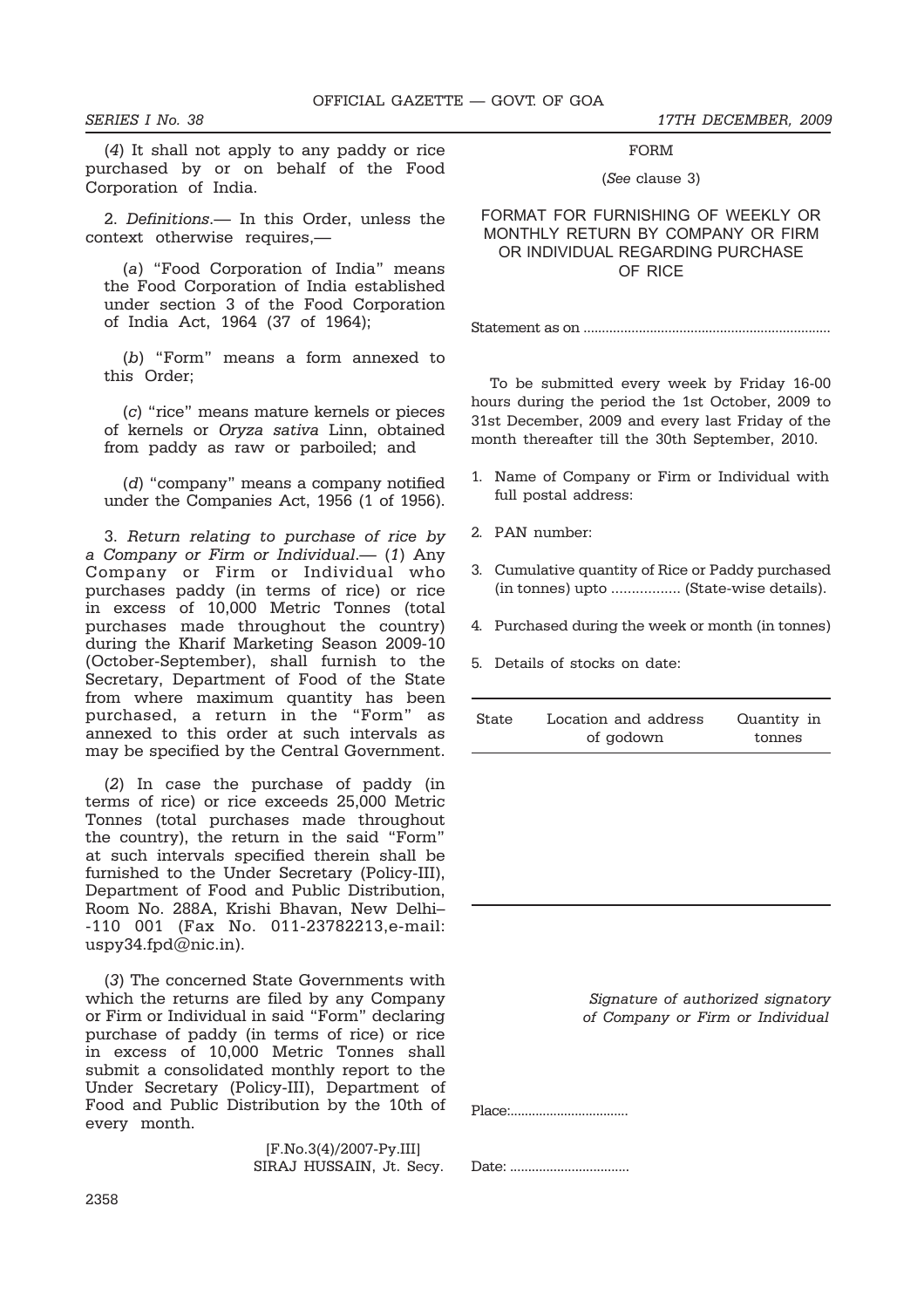(*4*) It shall not apply to any paddy or rice purchased by or on behalf of the Food Corporation of India.

2. *Definitions*.— In this Order, unless the context otherwise requires,—

(*a*) "Food Corporation of India" means the Food Corporation of India established under section 3 of the Food Corporation of India Act, 1964 (37 of 1964);

(*b*) "Form" means a form annexed to this Order;

(*c*) "rice" means mature kernels or pieces of kernels or *Oryza sativa* Linn, obtained from paddy as raw or parboiled; and

(*d*) "company" means a company notified under the Companies Act, 1956 (1 of 1956).

3. *Return relating to purchase of rice by a Company or Firm or Individual*.— (*1*) Any Company or Firm or Individual who purchases paddy (in terms of rice) or rice in excess of 10,000 Metric Tonnes (total purchases made throughout the country) during the Kharif Marketing Season 2009-10 (October-September), shall furnish to the Secretary, Department of Food of the State from where maximum quantity has been purchased, a return in the "Form" as annexed to this order at such intervals as may be specified by the Central Government.

(*2*) In case the purchase of paddy (in terms of rice) or rice exceeds 25,000 Metric Tonnes (total purchases made throughout the country), the return in the said "Form" at such intervals specified therein shall be furnished to the Under Secretary (Policy-III), Department of Food and Public Distribution, Room No. 288A, Krishi Bhavan, New Delhi--110 001 (Fax No. 011-23782213,e-mail: uspy34.fpd@nic.in).

(*3*) The concerned State Governments with which the returns are filed by any Company or Firm or Individual in said "Form" declaring purchase of paddy (in terms of rice) or rice in excess of 10,000 Metric Tonnes shall submit a consolidated monthly report to the Under Secretary (Policy-III), Department of Food and Public Distribution by the 10th of every month.

[F.No.3(4)/2007-Py.III]
SIRAJ HUSSAIN, Jt. Secy.

## FORM

(*See* clause 3)

### FORMAT FOR FURNISHING OF WEEKLY OR MONTHLY RETURN BY COMPANY OR FIRM OR INDIVIDUAL REGARDING PURCHASE OF RICE

Statement as on ..................................................................

To be submitted every week by Friday 16-00 hours during the period the 1st October, 2009 to 31st December, 2009 and every last Friday of the month thereafter till the 30th September, 2010.

1. Name of Company or Firm or Individual with full postal address:
2. PAN number:
3. Cumulative quantity of Rice or Paddy purchased (in tonnes) upto ................. (State-wise details).
4. Purchased during the week or month (in tonnes)
5. Details of stocks on date:

| State | Location and address of godown | Quantity in tonnes |
|---|---|---|
| | | |

*Signature of authorized signatory of Company or Firm or Individual*

Place:.................................

Date: ................................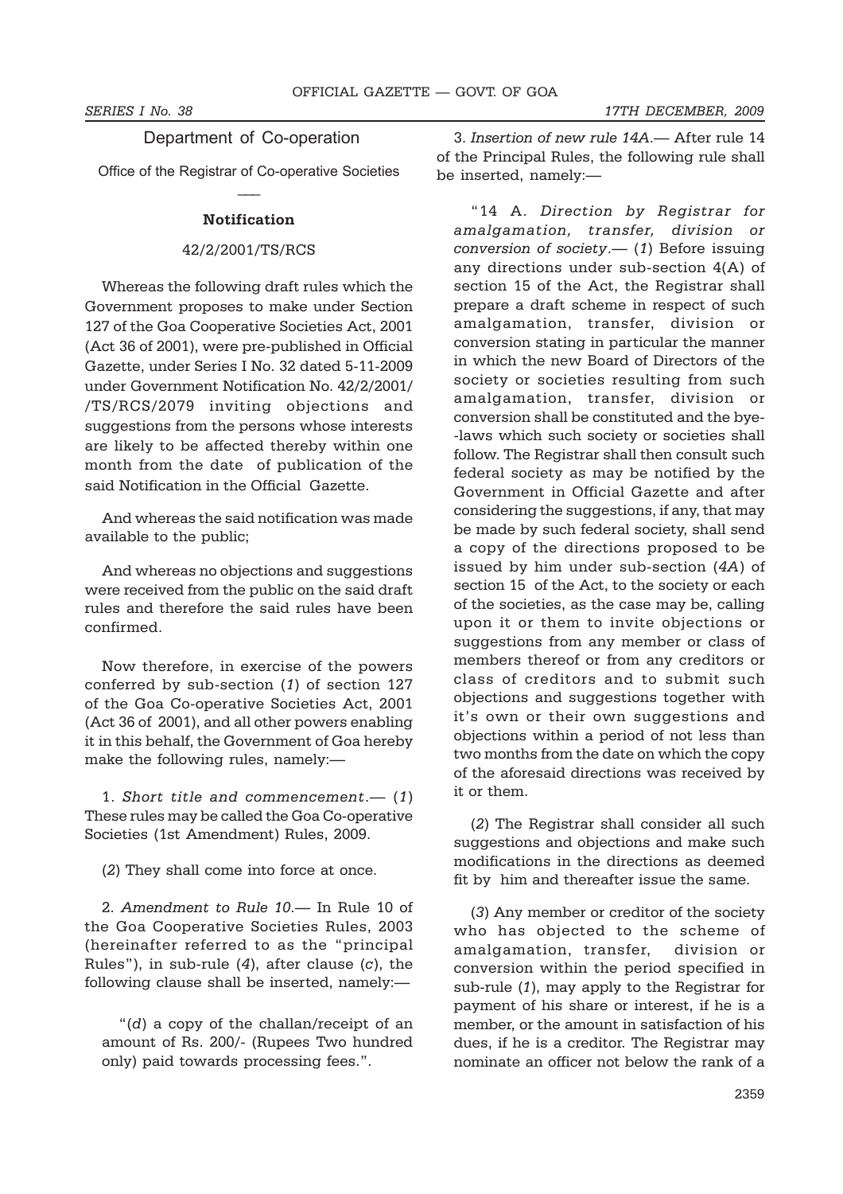## Department of Co-operation

Office of the Registrar of Co-operative Societies

### Notification

42/2/2001/TS/RCS

Whereas the following draft rules which the Government proposes to make under Section 127 of the Goa Cooperative Societies Act, 2001 (Act 36 of 2001), were pre-published in Official Gazette, under Series I No. 32 dated 5-11-2009 under Government Notification No. 42/2/2001/ /TS/RCS/2079 inviting objections and suggestions from the persons whose interests are likely to be affected thereby within one month from the date of publication of the said Notification in the Official Gazette.

And whereas the said notification was made available to the public;

And whereas no objections and suggestions were received from the public on the said draft rules and therefore the said rules have been confirmed.

Now therefore, in exercise of the powers conferred by sub-section (*1*) of section 127 of the Goa Co-operative Societies Act, 2001 (Act 36 of 2001), and all other powers enabling it in this behalf, the Government of Goa hereby make the following rules, namely:—

1. *Short title and commencement*.— (*1*) These rules may be called the Goa Co-operative Societies (1st Amendment) Rules, 2009.

(*2*) They shall come into force at once.

2. *Amendment to Rule 10*.— In Rule 10 of the Goa Cooperative Societies Rules, 2003 (hereinafter referred to as the "principal Rules"), in sub-rule (*4*), after clause (*c*), the following clause shall be inserted, namely:—

"(*d*) a copy of the challan/receipt of an amount of Rs. 200/- (Rupees Two hundred only) paid towards processing fees.".

3. *Insertion of new rule 14A*.— After rule 14 of the Principal Rules, the following rule shall be inserted, namely:—

"14 A. *Direction by Registrar for amalgamation, transfer, division or conversion of society*.— (*1*) Before issuing any directions under sub-section 4(A) of section 15 of the Act, the Registrar shall prepare a draft scheme in respect of such amalgamation, transfer, division or conversion stating in particular the manner in which the new Board of Directors of the society or societies resulting from such amalgamation, transfer, division or conversion shall be constituted and the bye- -laws which such society or societies shall follow. The Registrar shall then consult such federal society as may be notified by the Government in Official Gazette and after considering the suggestions, if any, that may be made by such federal society, shall send a copy of the directions proposed to be issued by him under sub-section (*4A*) of section 15 of the Act, to the society or each of the societies, as the case may be, calling upon it or them to invite objections or suggestions from any member or class of members thereof or from any creditors or class of creditors and to submit such objections and suggestions together with it's own or their own suggestions and objections within a period of not less than two months from the date on which the copy of the aforesaid directions was received by it or them.

(*2*) The Registrar shall consider all such suggestions and objections and make such modifications in the directions as deemed fit by him and thereafter issue the same.

(*3*) Any member or creditor of the society who has objected to the scheme of amalgamation, transfer, division or conversion within the period specified in sub-rule (*1*), may apply to the Registrar for payment of his share or interest, if he is a member, or the amount in satisfaction of his dues, if he is a creditor. The Registrar may nominate an officer not below the rank of a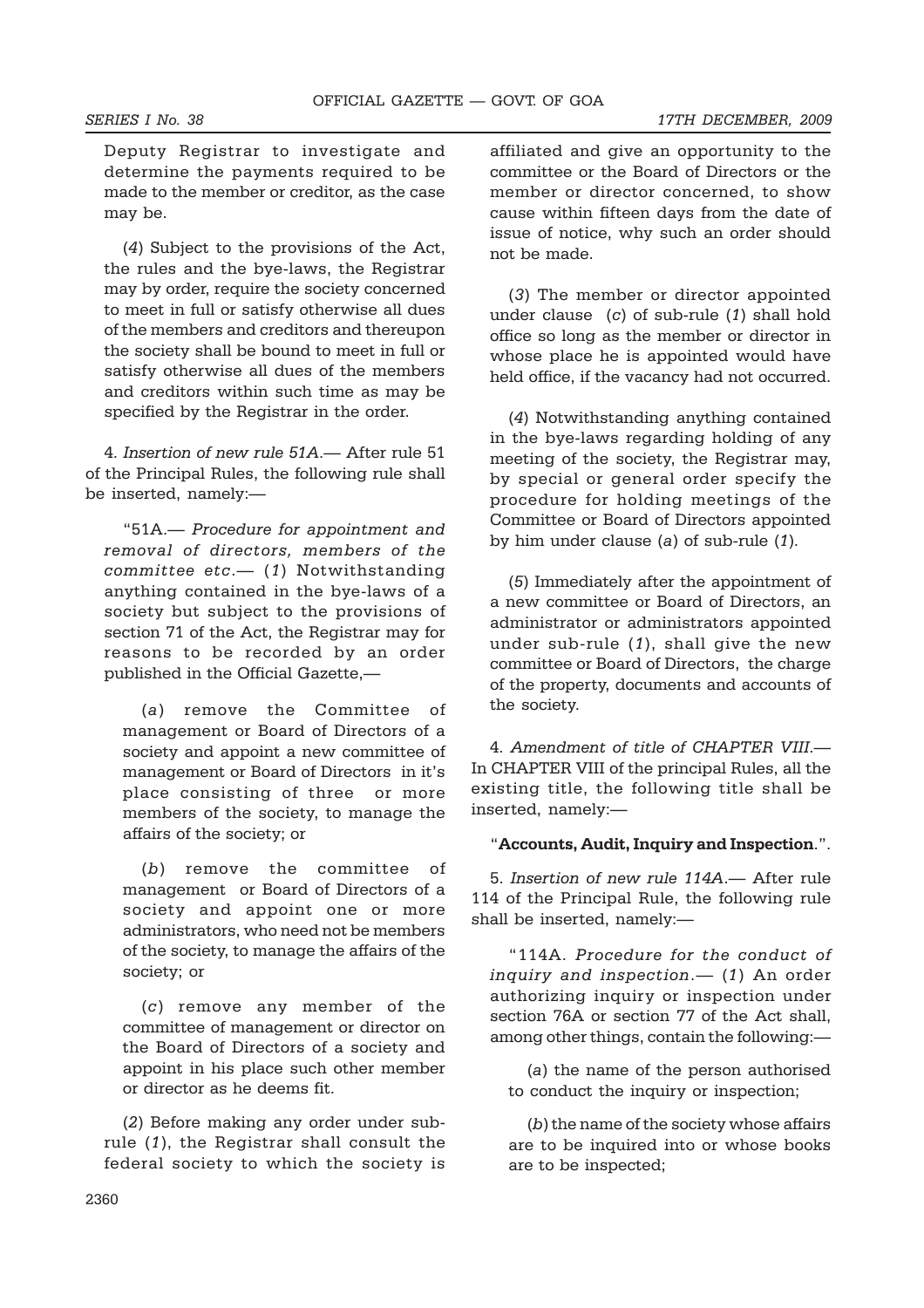Deputy Registrar to investigate and determine the payments required to be made to the member or creditor, as the case may be.

(*4*) Subject to the provisions of the Act, the rules and the bye-laws, the Registrar may by order, require the society concerned to meet in full or satisfy otherwise all dues of the members and creditors and thereupon the society shall be bound to meet in full or satisfy otherwise all dues of the members and creditors within such time as may be specified by the Registrar in the order.

4. *Insertion of new rule 51A*.— After rule 51 of the Principal Rules, the following rule shall be inserted, namely:—

"51A.— *Procedure for appointment and removal of directors, members of the committee etc*.— (*1*) Notwithstanding anything contained in the bye-laws of a society but subject to the provisions of section 71 of the Act, the Registrar may for reasons to be recorded by an order published in the Official Gazette,—

(*a*) remove the Committee of management or Board of Directors of a society and appoint a new committee of management or Board of Directors in it's place consisting of three or more members of the society, to manage the affairs of the society; or

(*b*) remove the committee of management or Board of Directors of a society and appoint one or more administrators, who need not be members of the society, to manage the affairs of the society; or

(*c*) remove any member of the committee of management or director on the Board of Directors of a society and appoint in his place such other member or director as he deems fit.

(*2*) Before making any order under sub-rule (*1*), the Registrar shall consult the federal society to which the society is affiliated and give an opportunity to the committee or the Board of Directors or the member or director concerned, to show cause within fifteen days from the date of issue of notice, why such an order should not be made.

(*3*) The member or director appointed under clause (*c*) of sub-rule (*1*) shall hold office so long as the member or director in whose place he is appointed would have held office, if the vacancy had not occurred.

(*4*) Notwithstanding anything contained in the bye-laws regarding holding of any meeting of the society, the Registrar may, by special or general order specify the procedure for holding meetings of the Committee or Board of Directors appointed by him under clause (*a*) of sub-rule (*1*).

(*5*) Immediately after the appointment of a new committee or Board of Directors, an administrator or administrators appointed under sub-rule (*1*), shall give the new committee or Board of Directors, the charge of the property, documents and accounts of the society.

4. *Amendment of title of CHAPTER VIII*.— In CHAPTER VIII of the principal Rules, all the existing title, the following title shall be inserted, namely:—

"**Accounts, Audit, Inquiry and Inspection**.".

5. *Insertion of new rule 114A*.— After rule 114 of the Principal Rule, the following rule shall be inserted, namely:—

"114A. *Procedure for the conduct of inquiry and inspection*.— (*1*) An order authorizing inquiry or inspection under section 76A or section 77 of the Act shall, among other things, contain the following:—

(*a*) the name of the person authorised to conduct the inquiry or inspection;

(*b*) the name of the society whose affairs are to be inquired into or whose books are to be inspected;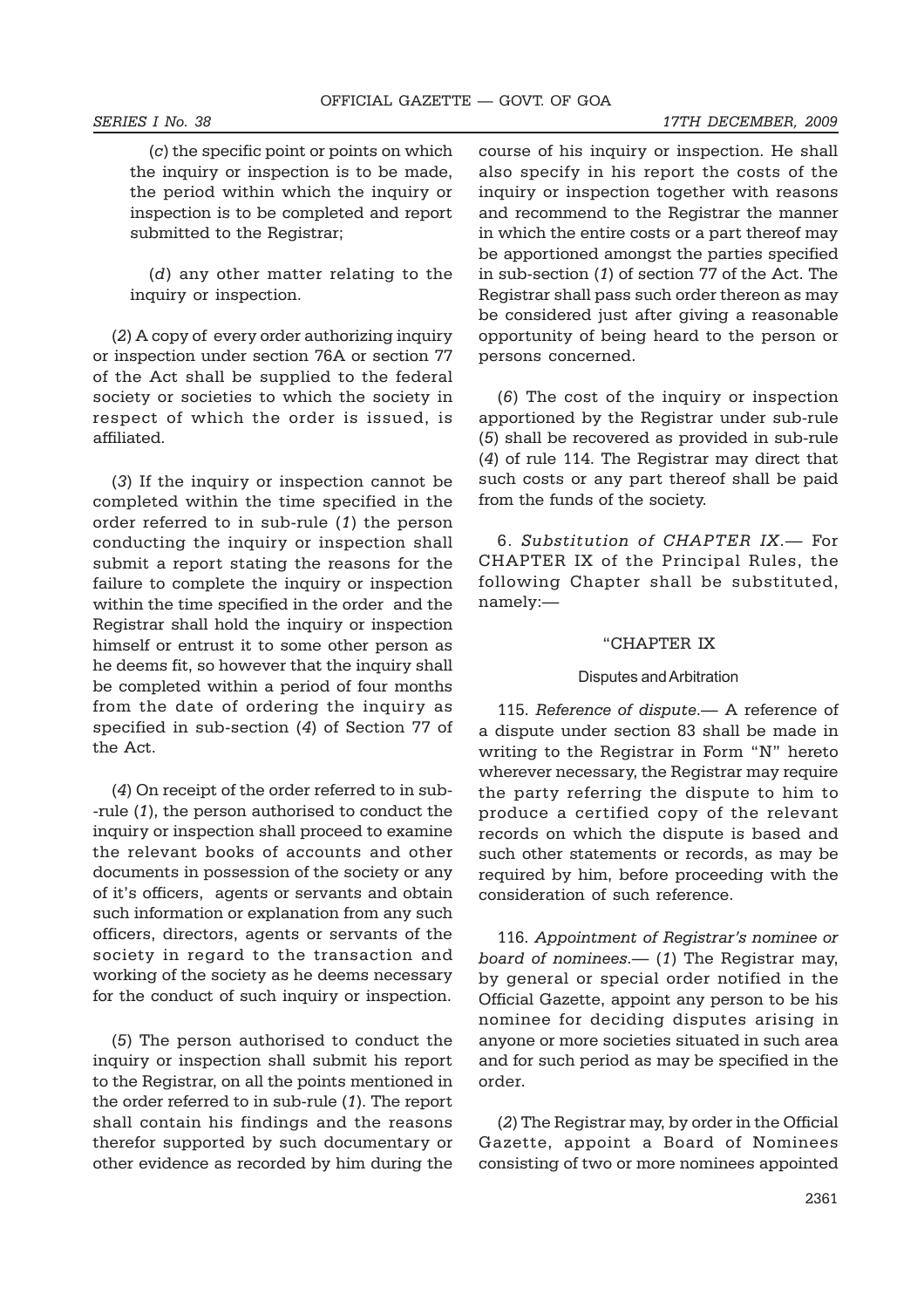(*c*) the specific point or points on which the inquiry or inspection is to be made, the period within which the inquiry or inspection is to be completed and report submitted to the Registrar;

(*d*) any other matter relating to the inquiry or inspection.

(*2*) A copy of every order authorizing inquiry or inspection under section 76A or section 77 of the Act shall be supplied to the federal society or societies to which the society in respect of which the order is issued, is affiliated.

(*3*) If the inquiry or inspection cannot be completed within the time specified in the order referred to in sub-rule (*1*) the person conducting the inquiry or inspection shall submit a report stating the reasons for the failure to complete the inquiry or inspection within the time specified in the order and the Registrar shall hold the inquiry or inspection himself or entrust it to some other person as he deems fit, so however that the inquiry shall be completed within a period of four months from the date of ordering the inquiry as specified in sub-section (*4*) of Section 77 of the Act.

(*4*) On receipt of the order referred to in sub--rule (*1*), the person authorised to conduct the inquiry or inspection shall proceed to examine the relevant books of accounts and other documents in possession of the society or any of it's officers, agents or servants and obtain such information or explanation from any such officers, directors, agents or servants of the society in regard to the transaction and working of the society as he deems necessary for the conduct of such inquiry or inspection.

(*5*) The person authorised to conduct the inquiry or inspection shall submit his report to the Registrar, on all the points mentioned in the order referred to in sub-rule (*1*). The report shall contain his findings and the reasons therefor supported by such documentary or other evidence as recorded by him during the course of his inquiry or inspection. He shall also specify in his report the costs of the inquiry or inspection together with reasons and recommend to the Registrar the manner in which the entire costs or a part thereof may be apportioned amongst the parties specified in sub-section (*1*) of section 77 of the Act. The Registrar shall pass such order thereon as may be considered just after giving a reasonable opportunity of being heard to the person or persons concerned.

(*6*) The cost of the inquiry or inspection apportioned by the Registrar under sub-rule (*5*) shall be recovered as provided in sub-rule (*4*) of rule 114. The Registrar may direct that such costs or any part thereof shall be paid from the funds of the society.

6. *Substitution of CHAPTER IX*.— For CHAPTER IX of the Principal Rules, the following Chapter shall be substituted, namely:—

"CHAPTER IX

Disputes and Arbitration

115. *Reference of dispute*.— A reference of a dispute under section 83 shall be made in writing to the Registrar in Form "N" hereto wherever necessary, the Registrar may require the party referring the dispute to him to produce a certified copy of the relevant records on which the dispute is based and such other statements or records, as may be required by him, before proceeding with the consideration of such reference.

116. *Appointment of Registrar's nominee or board of nominees*.— (*1*) The Registrar may, by general or special order notified in the Official Gazette, appoint any person to be his nominee for deciding disputes arising in anyone or more societies situated in such area and for such period as may be specified in the order.

(*2*) The Registrar may, by order in the Official Gazette, appoint a Board of Nominees consisting of two or more nominees appointed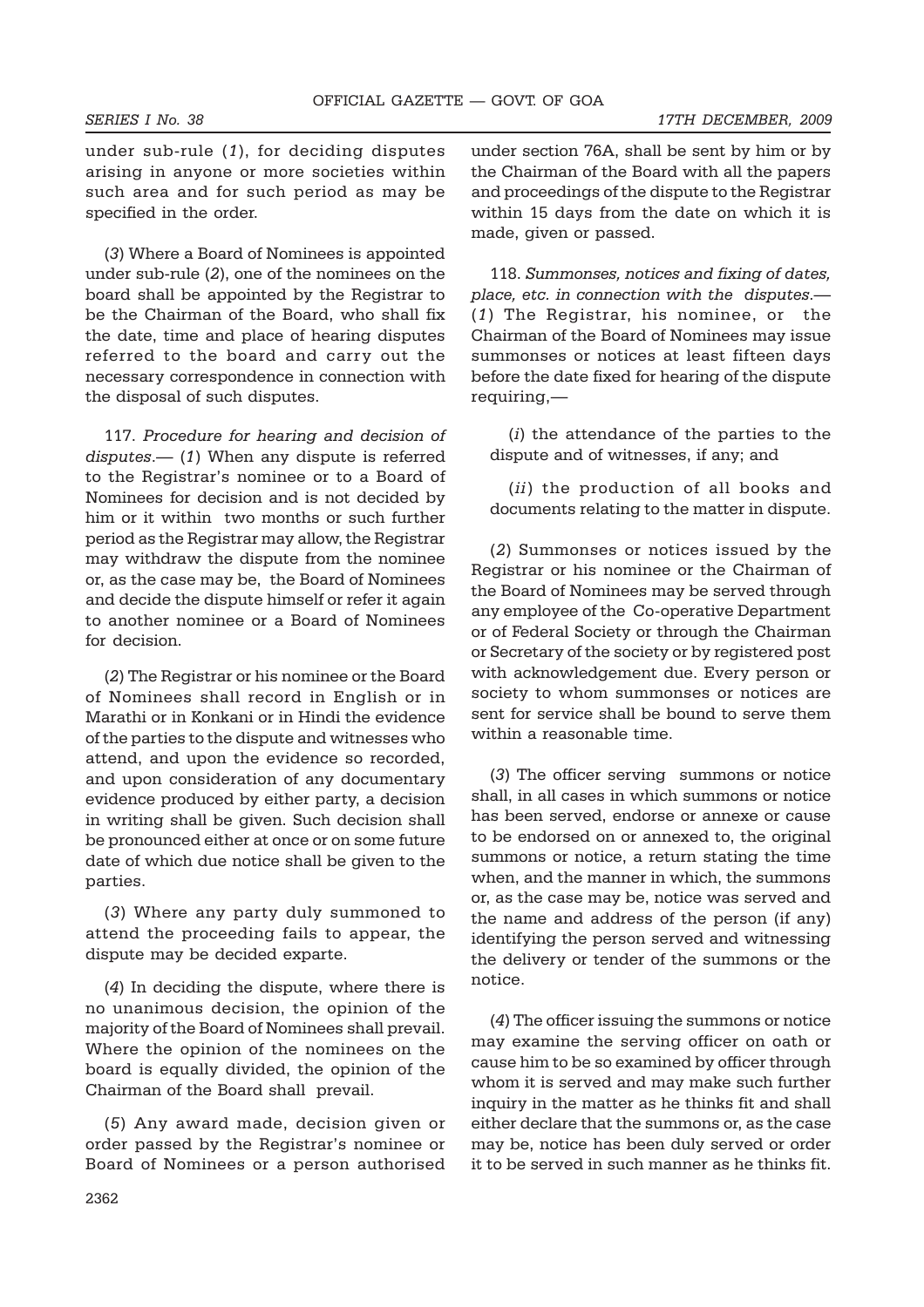under sub-rule (*1*), for deciding disputes arising in anyone or more societies within such area and for such period as may be specified in the order.

(*3*) Where a Board of Nominees is appointed under sub-rule (*2*), one of the nominees on the board shall be appointed by the Registrar to be the Chairman of the Board, who shall fix the date, time and place of hearing disputes referred to the board and carry out the necessary correspondence in connection with the disposal of such disputes.

117. *Procedure for hearing and decision of disputes*.— (*1*) When any dispute is referred to the Registrar's nominee or to a Board of Nominees for decision and is not decided by him or it within two months or such further period as the Registrar may allow, the Registrar may withdraw the dispute from the nominee or, as the case may be, the Board of Nominees and decide the dispute himself or refer it again to another nominee or a Board of Nominees for decision.

(*2*) The Registrar or his nominee or the Board of Nominees shall record in English or in Marathi or in Konkani or in Hindi the evidence of the parties to the dispute and witnesses who attend, and upon the evidence so recorded, and upon consideration of any documentary evidence produced by either party, a decision in writing shall be given. Such decision shall be pronounced either at once or on some future date of which due notice shall be given to the parties.

(*3*) Where any party duly summoned to attend the proceeding fails to appear, the dispute may be decided exparte.

(*4*) In deciding the dispute, where there is no unanimous decision, the opinion of the majority of the Board of Nominees shall prevail. Where the opinion of the nominees on the board is equally divided, the opinion of the Chairman of the Board shall prevail.

(*5*) Any award made, decision given or order passed by the Registrar's nominee or Board of Nominees or a person authorised under section 76A, shall be sent by him or by the Chairman of the Board with all the papers and proceedings of the dispute to the Registrar within 15 days from the date on which it is made, given or passed.

118. *Summonses, notices and fixing of dates, place, etc. in connection with the disputes*.— (*1*) The Registrar, his nominee, or the Chairman of the Board of Nominees may issue summonses or notices at least fifteen days before the date fixed for hearing of the dispute requiring,—

(*i*) the attendance of the parties to the dispute and of witnesses, if any; and

(*ii*) the production of all books and documents relating to the matter in dispute.

(*2*) Summonses or notices issued by the Registrar or his nominee or the Chairman of the Board of Nominees may be served through any employee of the Co-operative Department or of Federal Society or through the Chairman or Secretary of the society or by registered post with acknowledgement due. Every person or society to whom summonses or notices are sent for service shall be bound to serve them within a reasonable time.

(*3*) The officer serving summons or notice shall, in all cases in which summons or notice has been served, endorse or annexe or cause to be endorsed on or annexed to, the original summons or notice, a return stating the time when, and the manner in which, the summons or, as the case may be, notice was served and the name and address of the person (if any) identifying the person served and witnessing the delivery or tender of the summons or the notice.

(*4*) The officer issuing the summons or notice may examine the serving officer on oath or cause him to be so examined by officer through whom it is served and may make such further inquiry in the matter as he thinks fit and shall either declare that the summons or, as the case may be, notice has been duly served or order it to be served in such manner as he thinks fit.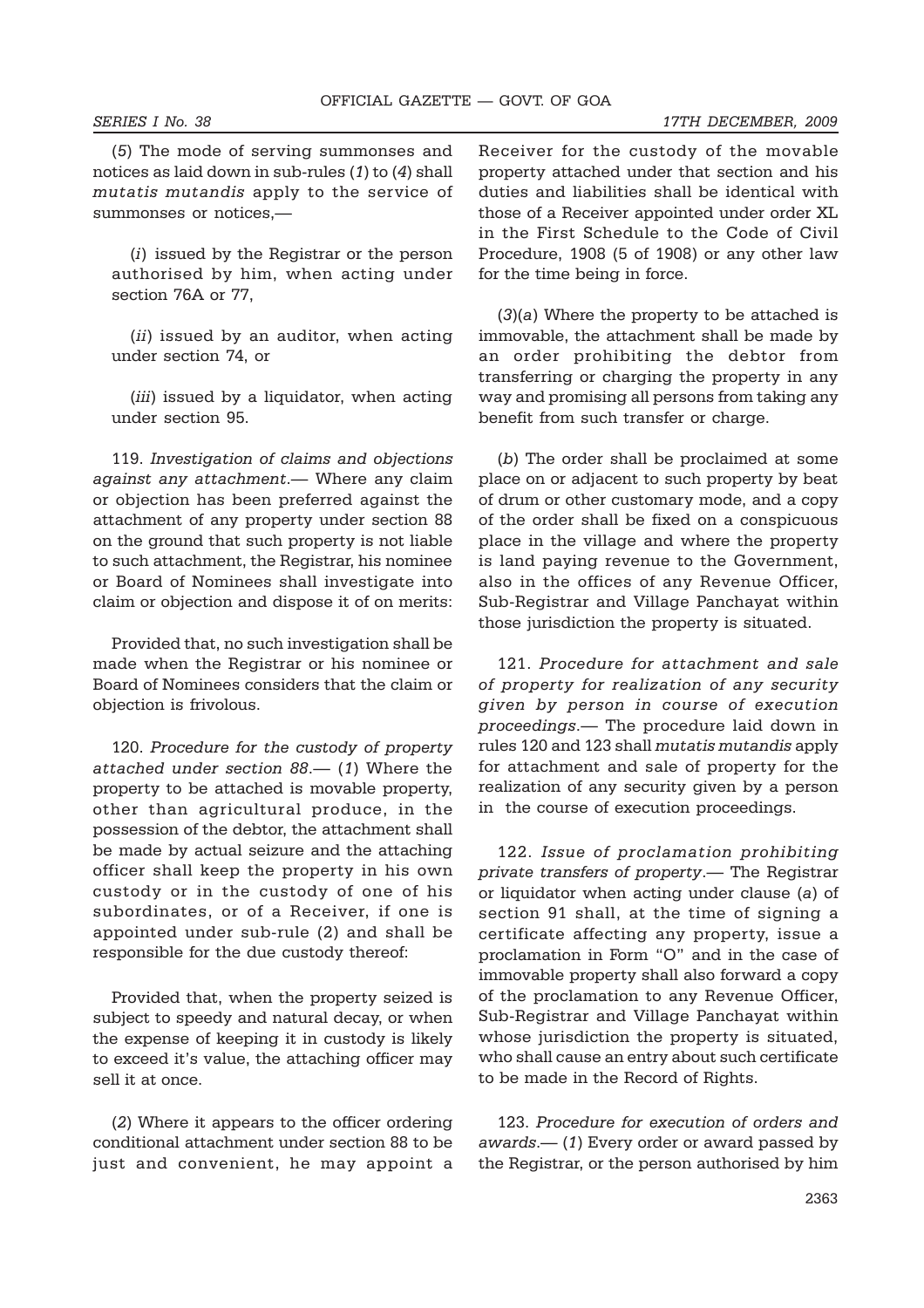(*5*) The mode of serving summonses and notices as laid down in sub-rules (*1*) to (*4*) shall *mutatis mutandis* apply to the service of summonses or notices,—

(*i*) issued by the Registrar or the person authorised by him, when acting under section 76A or 77,

(*ii*) issued by an auditor, when acting under section 74, or

(*iii*) issued by a liquidator, when acting under section 95.

119. *Investigation of claims and objections against any attachment*.— Where any claim or objection has been preferred against the attachment of any property under section 88 on the ground that such property is not liable to such attachment, the Registrar, his nominee or Board of Nominees shall investigate into claim or objection and dispose it of on merits:

Provided that, no such investigation shall be made when the Registrar or his nominee or Board of Nominees considers that the claim or objection is frivolous.

120. *Procedure for the custody of property attached under section 88*.— (*1*) Where the property to be attached is movable property, other than agricultural produce, in the possession of the debtor, the attachment shall be made by actual seizure and the attaching officer shall keep the property in his own custody or in the custody of one of his subordinates, or of a Receiver, if one is appointed under sub-rule (2) and shall be responsible for the due custody thereof:

Provided that, when the property seized is subject to speedy and natural decay, or when the expense of keeping it in custody is likely to exceed it's value, the attaching officer may sell it at once.

(*2*) Where it appears to the officer ordering conditional attachment under section 88 to be just and convenient, he may appoint a Receiver for the custody of the movable property attached under that section and his duties and liabilities shall be identical with those of a Receiver appointed under order XL in the First Schedule to the Code of Civil Procedure, 1908 (5 of 1908) or any other law for the time being in force.

(*3*)(*a*) Where the property to be attached is immovable, the attachment shall be made by an order prohibiting the debtor from transferring or charging the property in any way and promising all persons from taking any benefit from such transfer or charge.

(*b*) The order shall be proclaimed at some place on or adjacent to such property by beat of drum or other customary mode, and a copy of the order shall be fixed on a conspicuous place in the village and where the property is land paying revenue to the Government, also in the offices of any Revenue Officer, Sub-Registrar and Village Panchayat within those jurisdiction the property is situated.

121. *Procedure for attachment and sale of property for realization of any security given by person in course of execution proceedings*.— The procedure laid down in rules 120 and 123 shall *mutatis mutandis* apply for attachment and sale of property for the realization of any security given by a person in the course of execution proceedings.

122. *Issue of proclamation prohibiting private transfers of property*.— The Registrar or liquidator when acting under clause (*a*) of section 91 shall, at the time of signing a certificate affecting any property, issue a proclamation in Form "O" and in the case of immovable property shall also forward a copy of the proclamation to any Revenue Officer, Sub-Registrar and Village Panchayat within whose jurisdiction the property is situated, who shall cause an entry about such certificate to be made in the Record of Rights.

123. *Procedure for execution of orders and awards*.— (*1*) Every order or award passed by the Registrar, or the person authorised by him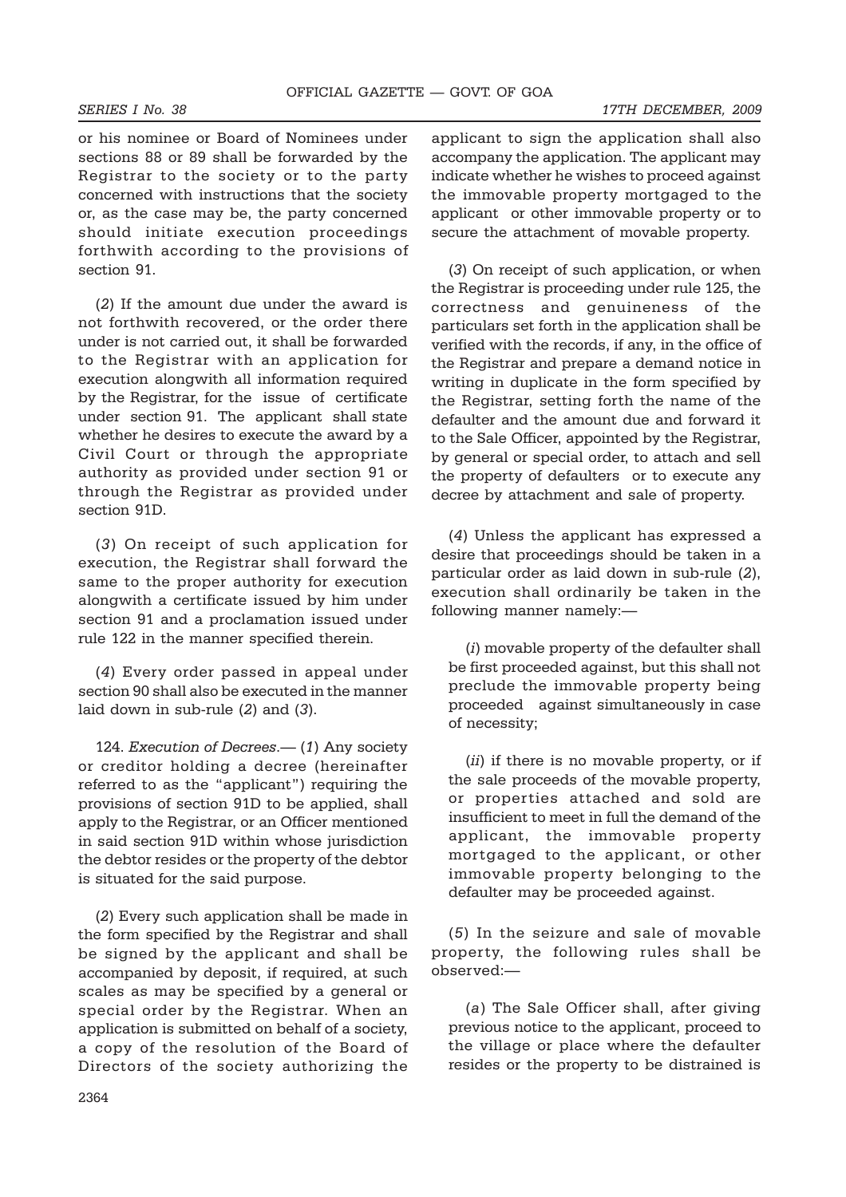or his nominee or Board of Nominees under sections 88 or 89 shall be forwarded by the Registrar to the society or to the party concerned with instructions that the society or, as the case may be, the party concerned should initiate execution proceedings forthwith according to the provisions of section 91.

(*2*) If the amount due under the award is not forthwith recovered, or the order there under is not carried out, it shall be forwarded to the Registrar with an application for execution alongwith all information required by the Registrar, for the issue of certificate under section 91. The applicant shall state whether he desires to execute the award by a Civil Court or through the appropriate authority as provided under section 91 or through the Registrar as provided under section 91D.

(*3*) On receipt of such application for execution, the Registrar shall forward the same to the proper authority for execution alongwith a certificate issued by him under section 91 and a proclamation issued under rule 122 in the manner specified therein.

(*4*) Every order passed in appeal under section 90 shall also be executed in the manner laid down in sub-rule (*2*) and (*3*).

124. *Execution of Decrees*.— (*1*) Any society or creditor holding a decree (hereinafter referred to as the "applicant") requiring the provisions of section 91D to be applied, shall apply to the Registrar, or an Officer mentioned in said section 91D within whose jurisdiction the debtor resides or the property of the debtor is situated for the said purpose.

(*2*) Every such application shall be made in the form specified by the Registrar and shall be signed by the applicant and shall be accompanied by deposit, if required, at such scales as may be specified by a general or special order by the Registrar. When an application is submitted on behalf of a society, a copy of the resolution of the Board of Directors of the society authorizing the applicant to sign the application shall also accompany the application. The applicant may indicate whether he wishes to proceed against the immovable property mortgaged to the applicant or other immovable property or to secure the attachment of movable property.

(*3*) On receipt of such application, or when the Registrar is proceeding under rule 125, the correctness and genuineness of the particulars set forth in the application shall be verified with the records, if any, in the office of the Registrar and prepare a demand notice in writing in duplicate in the form specified by the Registrar, setting forth the name of the defaulter and the amount due and forward it to the Sale Officer, appointed by the Registrar, by general or special order, to attach and sell the property of defaulters or to execute any decree by attachment and sale of property.

(*4*) Unless the applicant has expressed a desire that proceedings should be taken in a particular order as laid down in sub-rule (*2*), execution shall ordinarily be taken in the following manner namely:—

(*i*) movable property of the defaulter shall be first proceeded against, but this shall not preclude the immovable property being proceeded against simultaneously in case of necessity;

(*ii*) if there is no movable property, or if the sale proceeds of the movable property, or properties attached and sold are insufficient to meet in full the demand of the applicant, the immovable property mortgaged to the applicant, or other immovable property belonging to the defaulter may be proceeded against.

(*5*) In the seizure and sale of movable property, the following rules shall be observed:—

(*a*) The Sale Officer shall, after giving previous notice to the applicant, proceed to the village or place where the defaulter resides or the property to be distrained is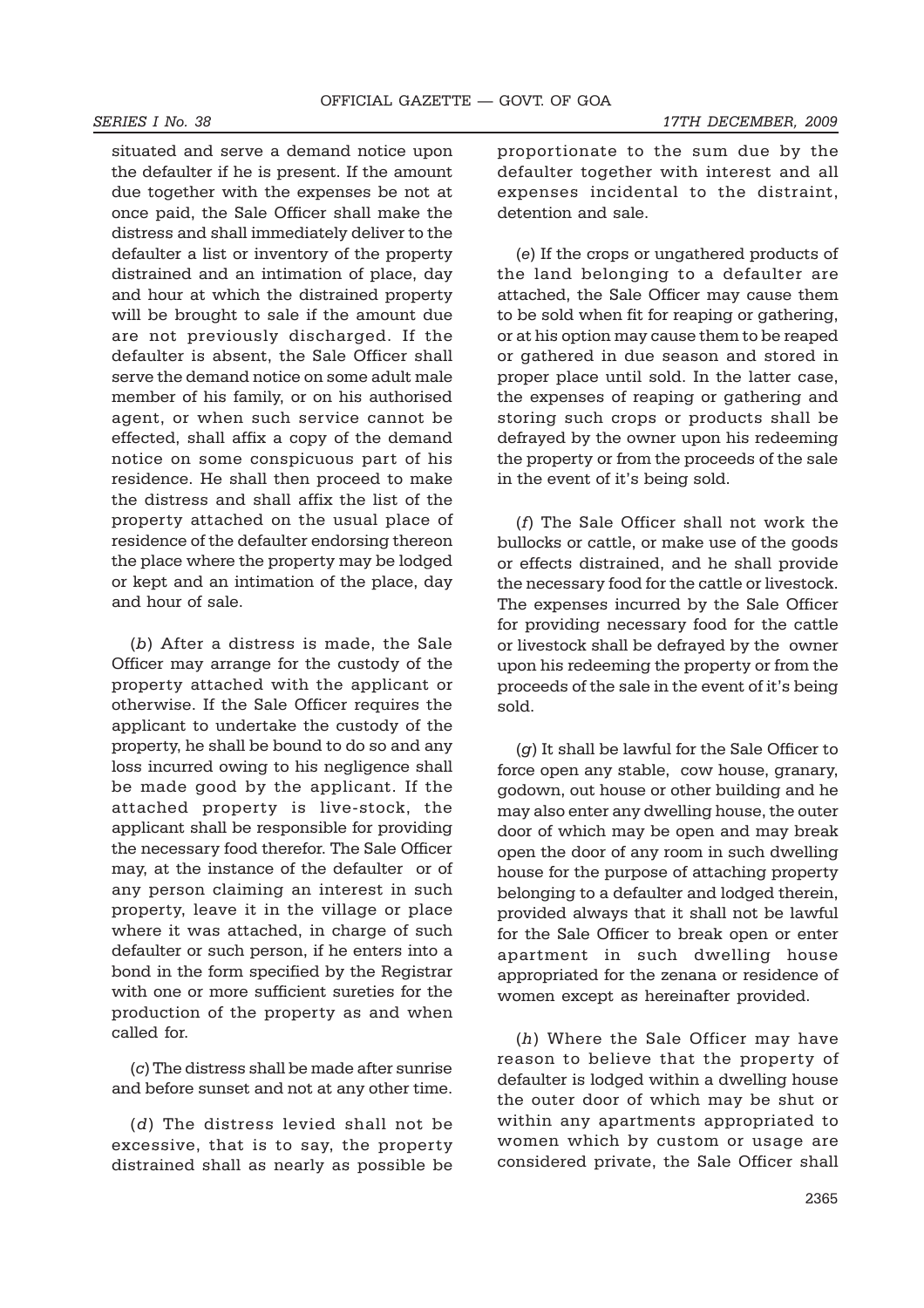situated and serve a demand notice upon the defaulter if he is present. If the amount due together with the expenses be not at once paid, the Sale Officer shall make the distress and shall immediately deliver to the defaulter a list or inventory of the property distrained and an intimation of place, day and hour at which the distrained property will be brought to sale if the amount due are not previously discharged. If the defaulter is absent, the Sale Officer shall serve the demand notice on some adult male member of his family, or on his authorised agent, or when such service cannot be effected, shall affix a copy of the demand notice on some conspicuous part of his residence. He shall then proceed to make the distress and shall affix the list of the property attached on the usual place of residence of the defaulter endorsing thereon the place where the property may be lodged or kept and an intimation of the place, day and hour of sale.

(*b*) After a distress is made, the Sale Officer may arrange for the custody of the property attached with the applicant or otherwise. If the Sale Officer requires the applicant to undertake the custody of the property, he shall be bound to do so and any loss incurred owing to his negligence shall be made good by the applicant. If the attached property is live-stock, the applicant shall be responsible for providing the necessary food therefor. The Sale Officer may, at the instance of the defaulter or of any person claiming an interest in such property, leave it in the village or place where it was attached, in charge of such defaulter or such person, if he enters into a bond in the form specified by the Registrar with one or more sufficient sureties for the production of the property as and when called for.

(*c*) The distress shall be made after sunrise and before sunset and not at any other time.

(*d*) The distress levied shall not be excessive, that is to say, the property distrained shall as nearly as possible be proportionate to the sum due by the defaulter together with interest and all expenses incidental to the distraint, detention and sale.

(*e*) If the crops or ungathered products of the land belonging to a defaulter are attached, the Sale Officer may cause them to be sold when fit for reaping or gathering, or at his option may cause them to be reaped or gathered in due season and stored in proper place until sold. In the latter case, the expenses of reaping or gathering and storing such crops or products shall be defrayed by the owner upon his redeeming the property or from the proceeds of the sale in the event of it's being sold.

(*f*) The Sale Officer shall not work the bullocks or cattle, or make use of the goods or effects distrained, and he shall provide the necessary food for the cattle or livestock. The expenses incurred by the Sale Officer for providing necessary food for the cattle or livestock shall be defrayed by the owner upon his redeeming the property or from the proceeds of the sale in the event of it's being sold.

(*g*) It shall be lawful for the Sale Officer to force open any stable, cow house, granary, godown, out house or other building and he may also enter any dwelling house, the outer door of which may be open and may break open the door of any room in such dwelling house for the purpose of attaching property belonging to a defaulter and lodged therein, provided always that it shall not be lawful for the Sale Officer to break open or enter apartment in such dwelling house appropriated for the zenana or residence of women except as hereinafter provided.

(*h*) Where the Sale Officer may have reason to believe that the property of defaulter is lodged within a dwelling house the outer door of which may be shut or within any apartments appropriated to women which by custom or usage are considered private, the Sale Officer shall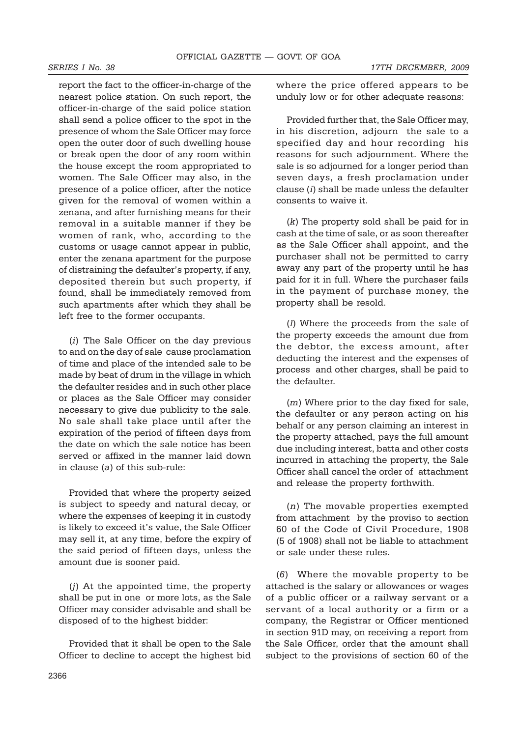report the fact to the officer-in-charge of the nearest police station. On such report, the officer-in-charge of the said police station shall send a police officer to the spot in the presence of whom the Sale Officer may force open the outer door of such dwelling house or break open the door of any room within the house except the room appropriated to women. The Sale Officer may also, in the presence of a police officer, after the notice given for the removal of women within a zenana, and after furnishing means for their removal in a suitable manner if they be women of rank, who, according to the customs or usage cannot appear in public, enter the zenana apartment for the purpose of distraining the defaulter's property, if any, deposited therein but such property, if found, shall be immediately removed from such apartments after which they shall be left free to the former occupants.

(*i*) The Sale Officer on the day previous to and on the day of sale cause proclamation of time and place of the intended sale to be made by beat of drum in the village in which the defaulter resides and in such other place or places as the Sale Officer may consider necessary to give due publicity to the sale. No sale shall take place until after the expiration of the period of fifteen days from the date on which the sale notice has been served or affixed in the manner laid down in clause (*a*) of this sub-rule:

Provided that where the property seized is subject to speedy and natural decay, or where the expenses of keeping it in custody is likely to exceed it's value, the Sale Officer may sell it, at any time, before the expiry of the said period of fifteen days, unless the amount due is sooner paid.

(*j*) At the appointed time, the property shall be put in one or more lots, as the Sale Officer may consider advisable and shall be disposed of to the highest bidder:

Provided that it shall be open to the Sale Officer to decline to accept the highest bid where the price offered appears to be unduly low or for other adequate reasons:

Provided further that, the Sale Officer may, in his discretion, adjourn the sale to a specified day and hour recording his reasons for such adjournment. Where the sale is so adjourned for a longer period than seven days, a fresh proclamation under clause (*i*) shall be made unless the defaulter consents to waive it.

(*k*) The property sold shall be paid for in cash at the time of sale, or as soon thereafter as the Sale Officer shall appoint, and the purchaser shall not be permitted to carry away any part of the property until he has paid for it in full. Where the purchaser fails in the payment of purchase money, the property shall be resold.

(*l*) Where the proceeds from the sale of the property exceeds the amount due from the debtor, the excess amount, after deducting the interest and the expenses of process and other charges, shall be paid to the defaulter.

(*m*) Where prior to the day fixed for sale, the defaulter or any person acting on his behalf or any person claiming an interest in the property attached, pays the full amount due including interest, batta and other costs incurred in attaching the property, the Sale Officer shall cancel the order of attachment and release the property forthwith.

(*n*) The movable properties exempted from attachment by the proviso to section 60 of the Code of Civil Procedure, 1908 (5 of 1908) shall not be liable to attachment or sale under these rules.

(*6*) Where the movable property to be attached is the salary or allowances or wages of a public officer or a railway servant or a servant of a local authority or a firm or a company, the Registrar or Officer mentioned in section 91D may, on receiving a report from the Sale Officer, order that the amount shall subject to the provisions of section 60 of the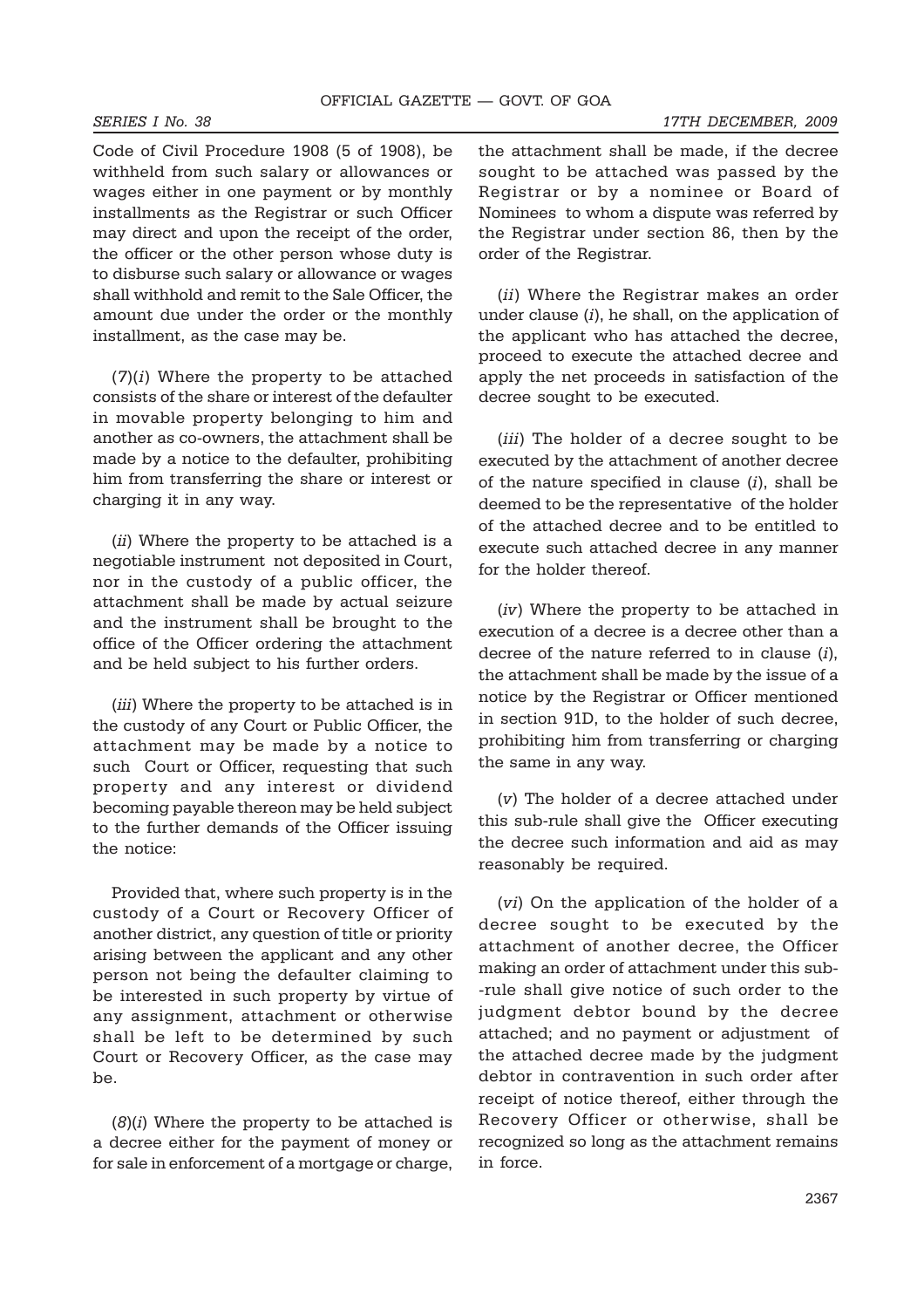Code of Civil Procedure 1908 (5 of 1908), be withheld from such salary or allowances or wages either in one payment or by monthly installments as the Registrar or such Officer may direct and upon the receipt of the order, the officer or the other person whose duty is to disburse such salary or allowance or wages shall withhold and remit to the Sale Officer, the amount due under the order or the monthly installment, as the case may be.

(7)(*i*) Where the property to be attached consists of the share or interest of the defaulter in movable property belonging to him and another as co-owners, the attachment shall be made by a notice to the defaulter, prohibiting him from transferring the share or interest or charging it in any way.

(*ii*) Where the property to be attached is a negotiable instrument not deposited in Court, nor in the custody of a public officer, the attachment shall be made by actual seizure and the instrument shall be brought to the office of the Officer ordering the attachment and be held subject to his further orders.

(*iii*) Where the property to be attached is in the custody of any Court or Public Officer, the attachment may be made by a notice to such Court or Officer, requesting that such property and any interest or dividend becoming payable thereon may be held subject to the further demands of the Officer issuing the notice:

Provided that, where such property is in the custody of a Court or Recovery Officer of another district, any question of title or priority arising between the applicant and any other person not being the defaulter claiming to be interested in such property by virtue of any assignment, attachment or otherwise shall be left to be determined by such Court or Recovery Officer, as the case may be.

(8)(*i*) Where the property to be attached is a decree either for the payment of money or for sale in enforcement of a mortgage or charge, the attachment shall be made, if the decree sought to be attached was passed by the Registrar or by a nominee or Board of Nominees to whom a dispute was referred by the Registrar under section 86, then by the order of the Registrar.

(*ii*) Where the Registrar makes an order under clause (*i*), he shall, on the application of the applicant who has attached the decree, proceed to execute the attached decree and apply the net proceeds in satisfaction of the decree sought to be executed.

(*iii*) The holder of a decree sought to be executed by the attachment of another decree of the nature specified in clause (*i*), shall be deemed to be the representative of the holder of the attached decree and to be entitled to execute such attached decree in any manner for the holder thereof.

(*iv*) Where the property to be attached in execution of a decree is a decree other than a decree of the nature referred to in clause (*i*), the attachment shall be made by the issue of a notice by the Registrar or Officer mentioned in section 91D, to the holder of such decree, prohibiting him from transferring or charging the same in any way.

(*v*) The holder of a decree attached under this sub-rule shall give the Officer executing the decree such information and aid as may reasonably be required.

(*vi*) On the application of the holder of a decree sought to be executed by the attachment of another decree, the Officer making an order of attachment under this sub-rule shall give notice of such order to the judgment debtor bound by the decree attached; and no payment or adjustment of the attached decree made by the judgment debtor in contravention in such order after receipt of notice thereof, either through the Recovery Officer or otherwise, shall be recognized so long as the attachment remains in force.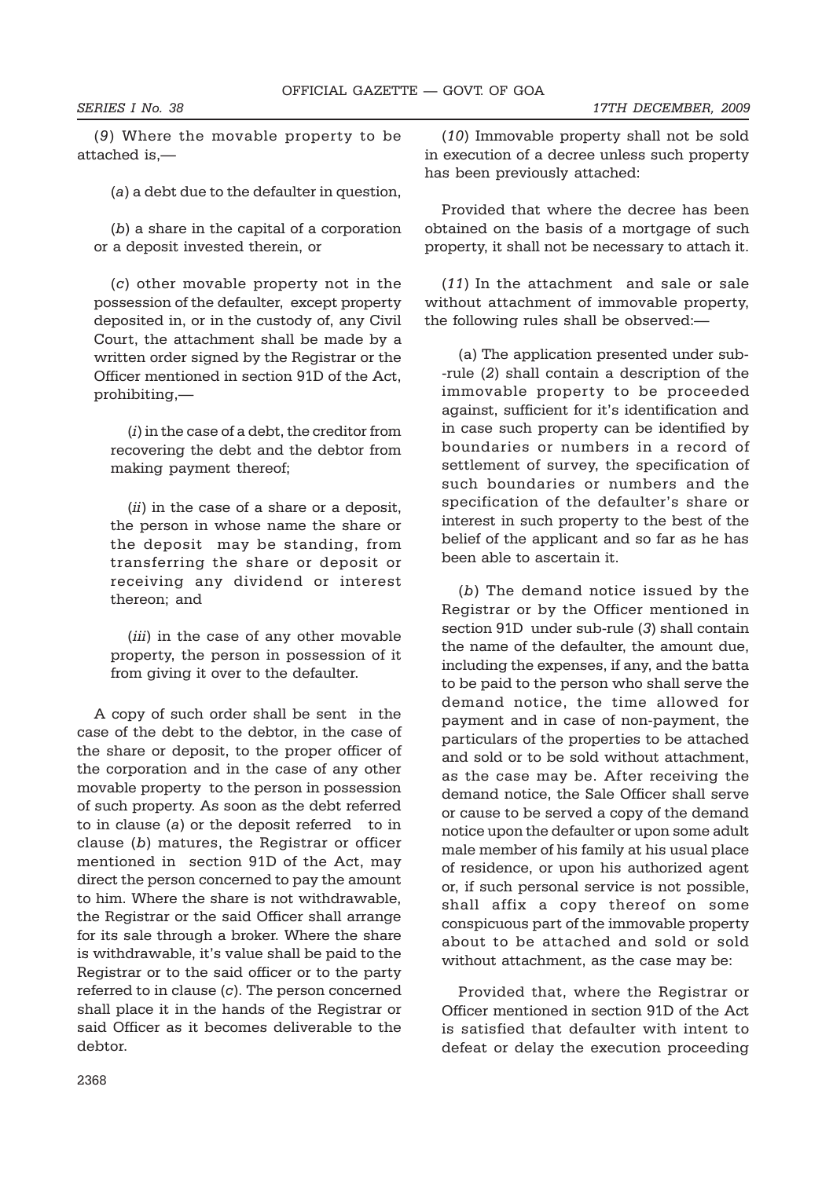(*9*) Where the movable property to be attached is,—

(*a*) a debt due to the defaulter in question,

(*b*) a share in the capital of a corporation or a deposit invested therein, or

(*c*) other movable property not in the possession of the defaulter, except property deposited in, or in the custody of, any Civil Court, the attachment shall be made by a written order signed by the Registrar or the Officer mentioned in section 91D of the Act, prohibiting,—

(*i*) in the case of a debt, the creditor from recovering the debt and the debtor from making payment thereof;

(*ii*) in the case of a share or a deposit, the person in whose name the share or the deposit may be standing, from transferring the share or deposit or receiving any dividend or interest thereon; and

(*iii*) in the case of any other movable property, the person in possession of it from giving it over to the defaulter.

A copy of such order shall be sent in the case of the debt to the debtor, in the case of the share or deposit, to the proper officer of the corporation and in the case of any other movable property to the person in possession of such property. As soon as the debt referred to in clause (*a*) or the deposit referred to in clause (*b*) matures, the Registrar or officer mentioned in section 91D of the Act, may direct the person concerned to pay the amount to him. Where the share is not withdrawable, the Registrar or the said Officer shall arrange for its sale through a broker. Where the share is withdrawable, it's value shall be paid to the Registrar or to the said officer or to the party referred to in clause (*c*). The person concerned shall place it in the hands of the Registrar or said Officer as it becomes deliverable to the debtor.

(*10*) Immovable property shall not be sold in execution of a decree unless such property has been previously attached:

Provided that where the decree has been obtained on the basis of a mortgage of such property, it shall not be necessary to attach it.

(*11*) In the attachment and sale or sale without attachment of immovable property, the following rules shall be observed:—

(a) The application presented under sub-rule (*2*) shall contain a description of the immovable property to be proceeded against, sufficient for it's identification and in case such property can be identified by boundaries or numbers in a record of settlement of survey, the specification of such boundaries or numbers and the specification of the defaulter's share or interest in such property to the best of the belief of the applicant and so far as he has been able to ascertain it.

(*b*) The demand notice issued by the Registrar or by the Officer mentioned in section 91D under sub-rule (*3*) shall contain the name of the defaulter, the amount due, including the expenses, if any, and the batta to be paid to the person who shall serve the demand notice, the time allowed for payment and in case of non-payment, the particulars of the properties to be attached and sold or to be sold without attachment, as the case may be. After receiving the demand notice, the Sale Officer shall serve or cause to be served a copy of the demand notice upon the defaulter or upon some adult male member of his family at his usual place of residence, or upon his authorized agent or, if such personal service is not possible, shall affix a copy thereof on some conspicuous part of the immovable property about to be attached and sold or sold without attachment, as the case may be:

Provided that, where the Registrar or Officer mentioned in section 91D of the Act is satisfied that defaulter with intent to defeat or delay the execution proceeding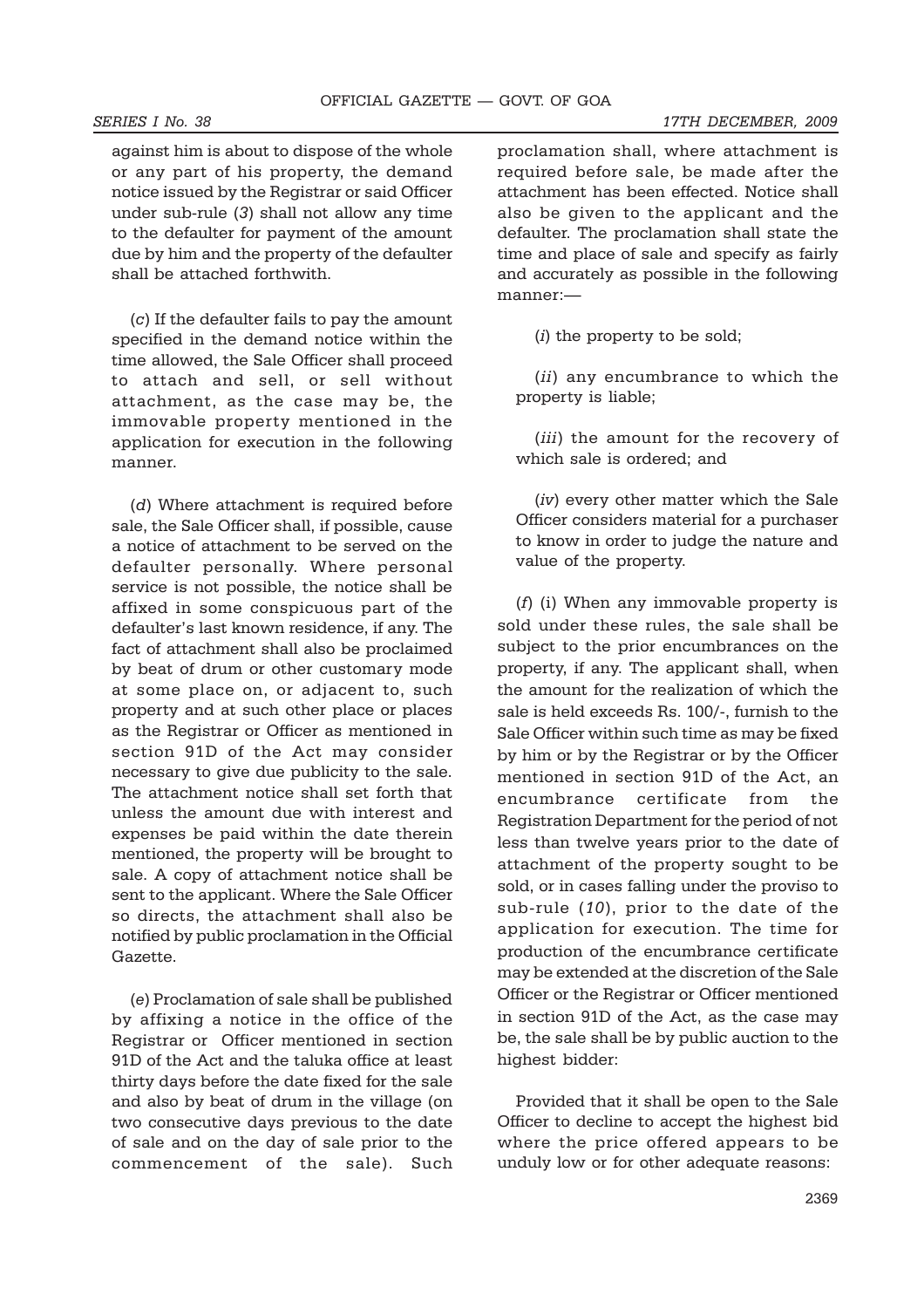against him is about to dispose of the whole or any part of his property, the demand notice issued by the Registrar or said Officer under sub-rule (*3*) shall not allow any time to the defaulter for payment of the amount due by him and the property of the defaulter shall be attached forthwith.

(*c*) If the defaulter fails to pay the amount specified in the demand notice within the time allowed, the Sale Officer shall proceed to attach and sell, or sell without attachment, as the case may be, the immovable property mentioned in the application for execution in the following manner.

(*d*) Where attachment is required before sale, the Sale Officer shall, if possible, cause a notice of attachment to be served on the defaulter personally. Where personal service is not possible, the notice shall be affixed in some conspicuous part of the defaulter's last known residence, if any. The fact of attachment shall also be proclaimed by beat of drum or other customary mode at some place on, or adjacent to, such property and at such other place or places as the Registrar or Officer as mentioned in section 91D of the Act may consider necessary to give due publicity to the sale. The attachment notice shall set forth that unless the amount due with interest and expenses be paid within the date therein mentioned, the property will be brought to sale. A copy of attachment notice shall be sent to the applicant. Where the Sale Officer so directs, the attachment shall also be notified by public proclamation in the Official Gazette.

(*e*) Proclamation of sale shall be published by affixing a notice in the office of the Registrar or Officer mentioned in section 91D of the Act and the taluka office at least thirty days before the date fixed for the sale and also by beat of drum in the village (on two consecutive days previous to the date of sale and on the day of sale prior to the commencement of the sale). Such proclamation shall, where attachment is required before sale, be made after the attachment has been effected. Notice shall also be given to the applicant and the defaulter. The proclamation shall state the time and place of sale and specify as fairly and accurately as possible in the following manner:—

(*i*) the property to be sold;

(*ii*) any encumbrance to which the property is liable;

(*iii*) the amount for the recovery of which sale is ordered; and

(*iv*) every other matter which the Sale Officer considers material for a purchaser to know in order to judge the nature and value of the property.

(*f*) (i) When any immovable property is sold under these rules, the sale shall be subject to the prior encumbrances on the property, if any. The applicant shall, when the amount for the realization of which the sale is held exceeds Rs. 100/-, furnish to the Sale Officer within such time as may be fixed by him or by the Registrar or by the Officer mentioned in section 91D of the Act, an encumbrance certificate from the Registration Department for the period of not less than twelve years prior to the date of attachment of the property sought to be sold, or in cases falling under the proviso to sub-rule (*10*), prior to the date of the application for execution. The time for production of the encumbrance certificate may be extended at the discretion of the Sale Officer or the Registrar or Officer mentioned in section 91D of the Act, as the case may be, the sale shall be by public auction to the highest bidder:

Provided that it shall be open to the Sale Officer to decline to accept the highest bid where the price offered appears to be unduly low or for other adequate reasons: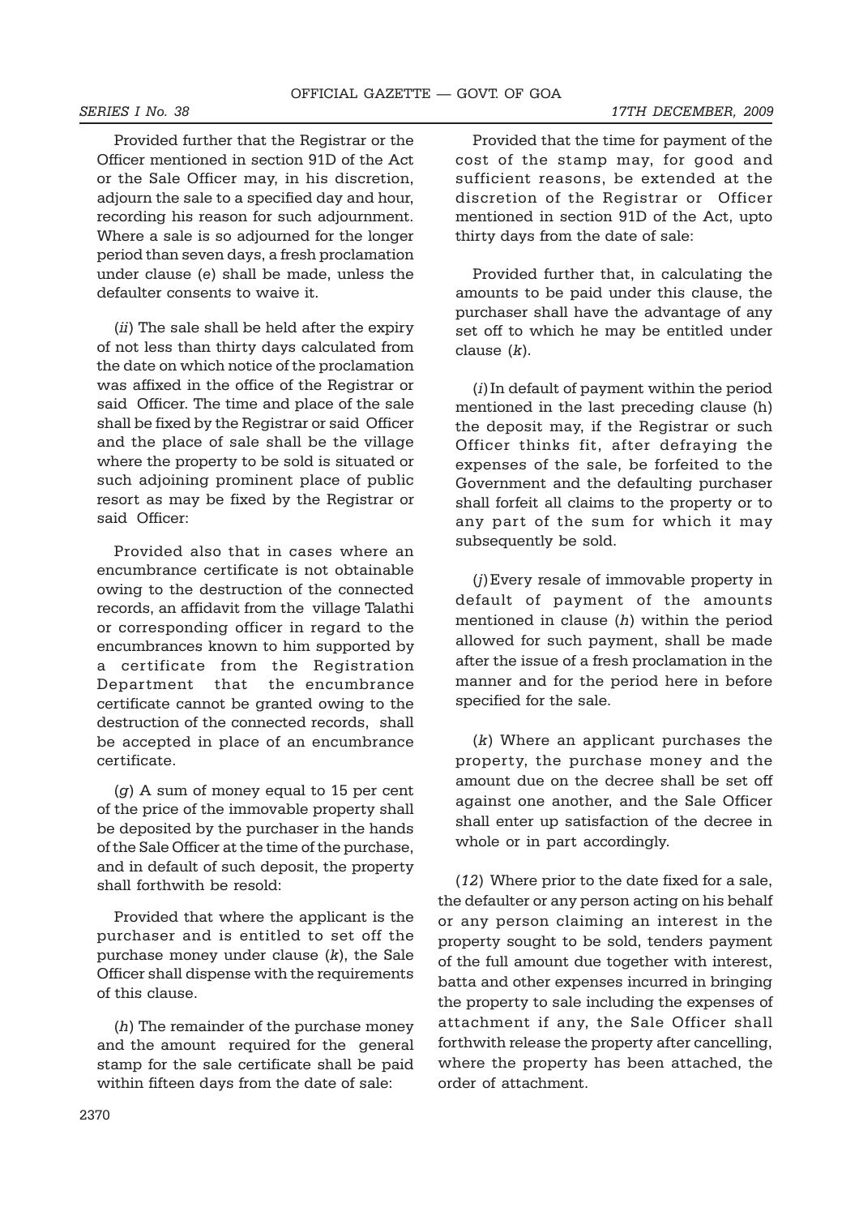Provided further that the Registrar or the Officer mentioned in section 91D of the Act or the Sale Officer may, in his discretion, adjourn the sale to a specified day and hour, recording his reason for such adjournment. Where a sale is so adjourned for the longer period than seven days, a fresh proclamation under clause (*e*) shall be made, unless the defaulter consents to waive it.

(*ii*) The sale shall be held after the expiry of not less than thirty days calculated from the date on which notice of the proclamation was affixed in the office of the Registrar or said Officer. The time and place of the sale shall be fixed by the Registrar or said Officer and the place of sale shall be the village where the property to be sold is situated or such adjoining prominent place of public resort as may be fixed by the Registrar or said Officer:

Provided also that in cases where an encumbrance certificate is not obtainable owing to the destruction of the connected records, an affidavit from the village Talathi or corresponding officer in regard to the encumbrances known to him supported by a certificate from the Registration Department that the encumbrance certificate cannot be granted owing to the destruction of the connected records, shall be accepted in place of an encumbrance certificate.

(*g*) A sum of money equal to 15 per cent of the price of the immovable property shall be deposited by the purchaser in the hands of the Sale Officer at the time of the purchase, and in default of such deposit, the property shall forthwith be resold:

Provided that where the applicant is the purchaser and is entitled to set off the purchase money under clause (*k*), the Sale Officer shall dispense with the requirements of this clause.

(*h*) The remainder of the purchase money and the amount required for the general stamp for the sale certificate shall be paid within fifteen days from the date of sale:

Provided that the time for payment of the cost of the stamp may, for good and sufficient reasons, be extended at the discretion of the Registrar or Officer mentioned in section 91D of the Act, upto thirty days from the date of sale:

Provided further that, in calculating the amounts to be paid under this clause, the purchaser shall have the advantage of any set off to which he may be entitled under clause (*k*).

(*i*) In default of payment within the period mentioned in the last preceding clause (h) the deposit may, if the Registrar or such Officer thinks fit, after defraying the expenses of the sale, be forfeited to the Government and the defaulting purchaser shall forfeit all claims to the property or to any part of the sum for which it may subsequently be sold.

(*j*) Every resale of immovable property in default of payment of the amounts mentioned in clause (*h*) within the period allowed for such payment, shall be made after the issue of a fresh proclamation in the manner and for the period here in before specified for the sale.

(*k*) Where an applicant purchases the property, the purchase money and the amount due on the decree shall be set off against one another, and the Sale Officer shall enter up satisfaction of the decree in whole or in part accordingly.

(*12*) Where prior to the date fixed for a sale, the defaulter or any person acting on his behalf or any person claiming an interest in the property sought to be sold, tenders payment of the full amount due together with interest, batta and other expenses incurred in bringing the property to sale including the expenses of attachment if any, the Sale Officer shall forthwith release the property after cancelling, where the property has been attached, the order of attachment.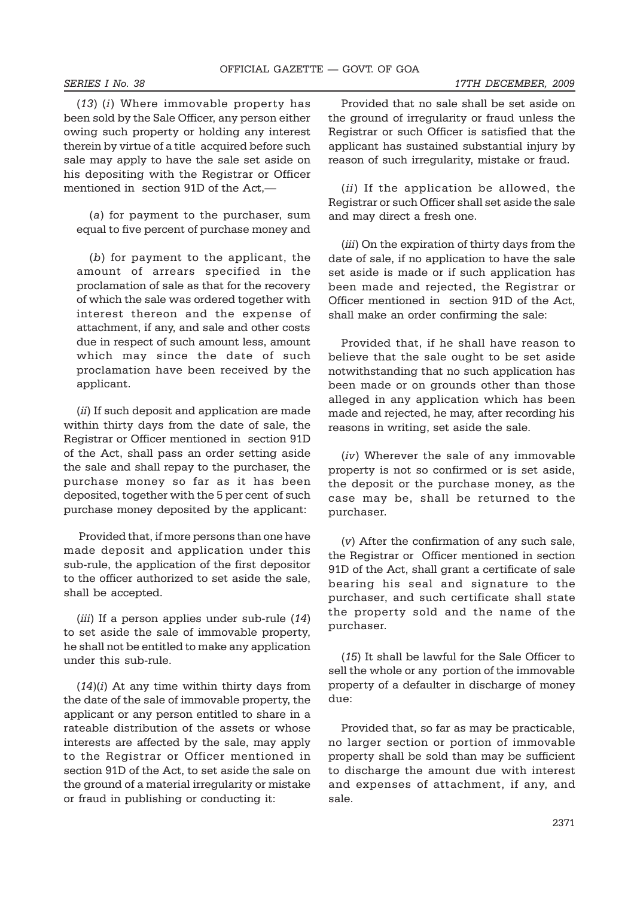(*13*) (*i*) Where immovable property has been sold by the Sale Officer, any person either owing such property or holding any interest therein by virtue of a title acquired before such sale may apply to have the sale set aside on his depositing with the Registrar or Officer mentioned in section 91D of the Act,—

(*a*) for payment to the purchaser, sum equal to five percent of purchase money and

(*b*) for payment to the applicant, the amount of arrears specified in the proclamation of sale as that for the recovery of which the sale was ordered together with interest thereon and the expense of attachment, if any, and sale and other costs due in respect of such amount less, amount which may since the date of such proclamation have been received by the applicant.

(*ii*) If such deposit and application are made within thirty days from the date of sale, the Registrar or Officer mentioned in section 91D of the Act, shall pass an order setting aside the sale and shall repay to the purchaser, the purchase money so far as it has been deposited, together with the 5 per cent of such purchase money deposited by the applicant:

Provided that, if more persons than one have made deposit and application under this sub-rule, the application of the first depositor to the officer authorized to set aside the sale, shall be accepted.

(*iii*) If a person applies under sub-rule (*14*) to set aside the sale of immovable property, he shall not be entitled to make any application under this sub-rule.

(*14*)(*i*) At any time within thirty days from the date of the sale of immovable property, the applicant or any person entitled to share in a rateable distribution of the assets or whose interests are affected by the sale, may apply to the Registrar or Officer mentioned in section 91D of the Act, to set aside the sale on the ground of a material irregularity or mistake or fraud in publishing or conducting it:

Provided that no sale shall be set aside on the ground of irregularity or fraud unless the Registrar or such Officer is satisfied that the applicant has sustained substantial injury by reason of such irregularity, mistake or fraud.

(*ii*) If the application be allowed, the Registrar or such Officer shall set aside the sale and may direct a fresh one.

(*iii*) On the expiration of thirty days from the date of sale, if no application to have the sale set aside is made or if such application has been made and rejected, the Registrar or Officer mentioned in section 91D of the Act, shall make an order confirming the sale:

Provided that, if he shall have reason to believe that the sale ought to be set aside notwithstanding that no such application has been made or on grounds other than those alleged in any application which has been made and rejected, he may, after recording his reasons in writing, set aside the sale.

(*iv*) Wherever the sale of any immovable property is not so confirmed or is set aside, the deposit or the purchase money, as the case may be, shall be returned to the purchaser.

(*v*) After the confirmation of any such sale, the Registrar or Officer mentioned in section 91D of the Act, shall grant a certificate of sale bearing his seal and signature to the purchaser, and such certificate shall state the property sold and the name of the purchaser.

(*15*) It shall be lawful for the Sale Officer to sell the whole or any portion of the immovable property of a defaulter in discharge of money due:

Provided that, so far as may be practicable, no larger section or portion of immovable property shall be sold than may be sufficient to discharge the amount due with interest and expenses of attachment, if any, and sale.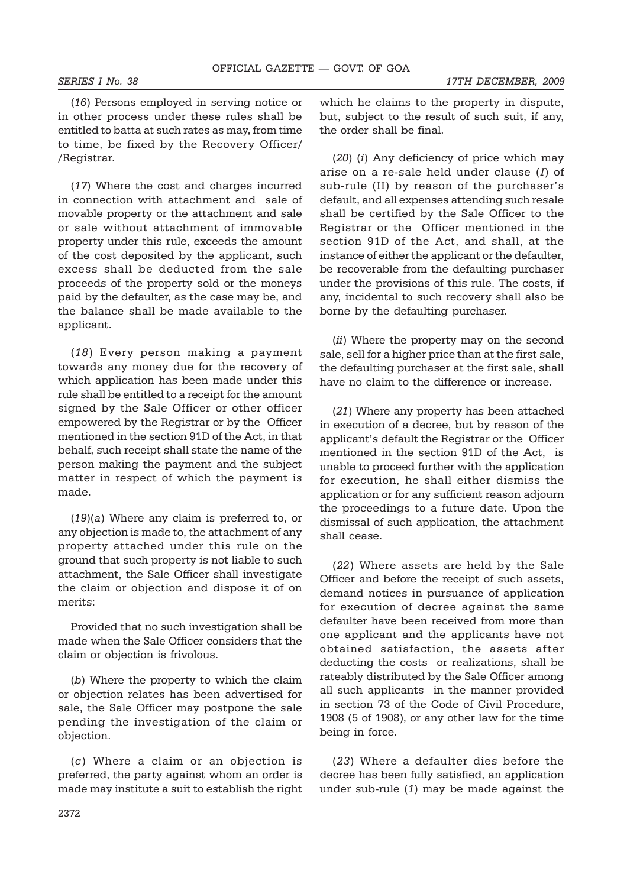(*16*) Persons employed in serving notice or in other process under these rules shall be entitled to batta at such rates as may, from time to time, be fixed by the Recovery Officer/ /Registrar.

(*17*) Where the cost and charges incurred in connection with attachment and sale of movable property or the attachment and sale or sale without attachment of immovable property under this rule, exceeds the amount of the cost deposited by the applicant, such excess shall be deducted from the sale proceeds of the property sold or the moneys paid by the defaulter, as the case may be, and the balance shall be made available to the applicant.

(*18*) Every person making a payment towards any money due for the recovery of which application has been made under this rule shall be entitled to a receipt for the amount signed by the Sale Officer or other officer empowered by the Registrar or by the Officer mentioned in the section 91D of the Act, in that behalf, such receipt shall state the name of the person making the payment and the subject matter in respect of which the payment is made.

(*19*)(*a*) Where any claim is preferred to, or any objection is made to, the attachment of any property attached under this rule on the ground that such property is not liable to such attachment, the Sale Officer shall investigate the claim or objection and dispose it of on merits:

Provided that no such investigation shall be made when the Sale Officer considers that the claim or objection is frivolous.

(*b*) Where the property to which the claim or objection relates has been advertised for sale, the Sale Officer may postpone the sale pending the investigation of the claim or objection.

(*c*) Where a claim or an objection is preferred, the party against whom an order is made may institute a suit to establish the right which he claims to the property in dispute, but, subject to the result of such suit, if any, the order shall be final.

(*20*) (*i*) Any deficiency of price which may arise on a re-sale held under clause (*I*) of sub-rule (II) by reason of the purchaser's default, and all expenses attending such resale shall be certified by the Sale Officer to the Registrar or the Officer mentioned in the section 91D of the Act, and shall, at the instance of either the applicant or the defaulter, be recoverable from the defaulting purchaser under the provisions of this rule. The costs, if any, incidental to such recovery shall also be borne by the defaulting purchaser.

(*ii*) Where the property may on the second sale, sell for a higher price than at the first sale, the defaulting purchaser at the first sale, shall have no claim to the difference or increase.

(*21*) Where any property has been attached in execution of a decree, but by reason of the applicant's default the Registrar or the Officer mentioned in the section 91D of the Act, is unable to proceed further with the application for execution, he shall either dismiss the application or for any sufficient reason adjourn the proceedings to a future date. Upon the dismissal of such application, the attachment shall cease.

(*22*) Where assets are held by the Sale Officer and before the receipt of such assets, demand notices in pursuance of application for execution of decree against the same defaulter have been received from more than one applicant and the applicants have not obtained satisfaction, the assets after deducting the costs or realizations, shall be rateably distributed by the Sale Officer among all such applicants in the manner provided in section 73 of the Code of Civil Procedure, 1908 (5 of 1908), or any other law for the time being in force.

(*23*) Where a defaulter dies before the decree has been fully satisfied, an application under sub-rule (*1*) may be made against the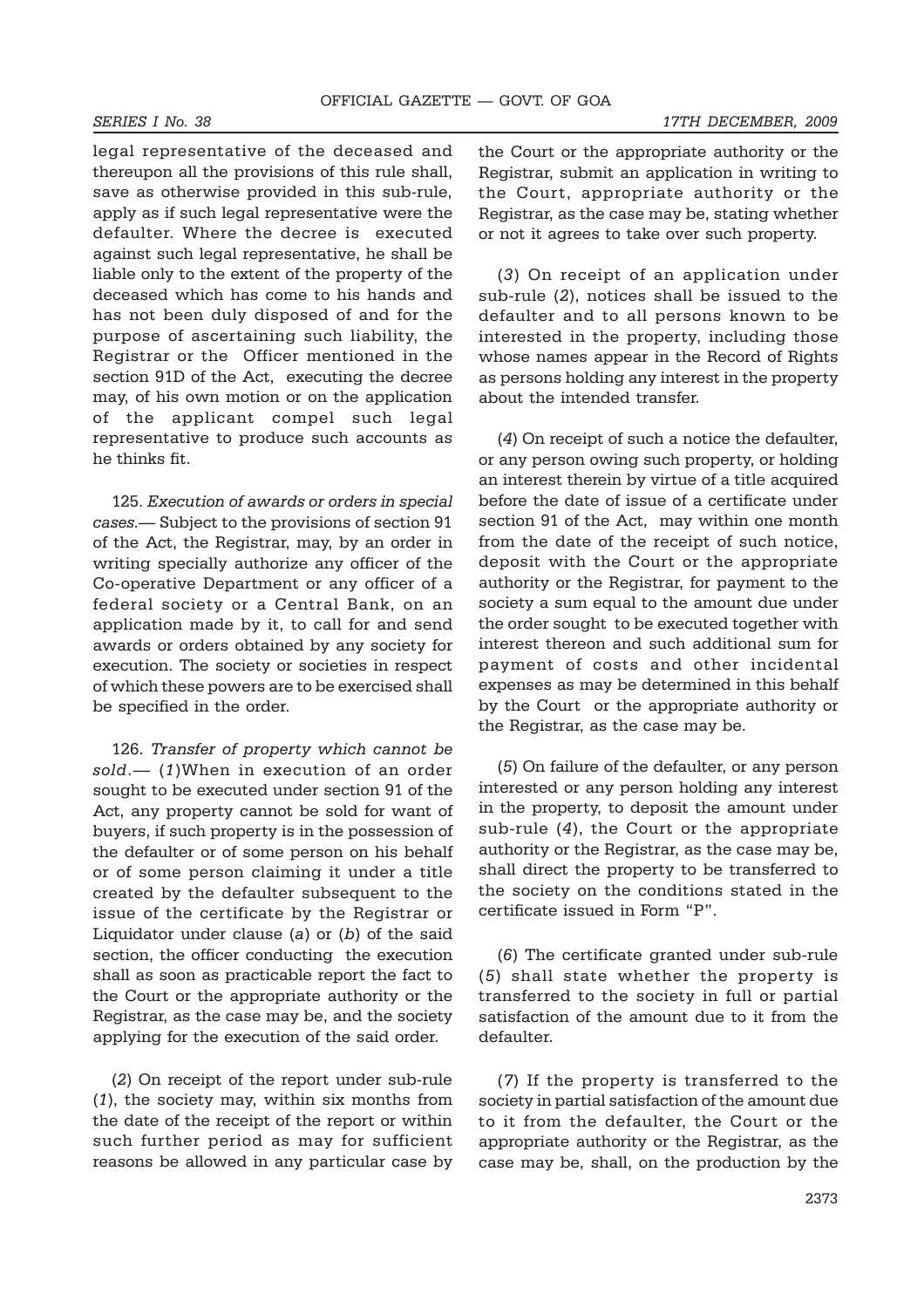legal representative of the deceased and thereupon all the provisions of this rule shall, save as otherwise provided in this sub-rule, apply as if such legal representative were the defaulter. Where the decree is executed against such legal representative, he shall be liable only to the extent of the property of the deceased which has come to his hands and has not been duly disposed of and for the purpose of ascertaining such liability, the Registrar or the Officer mentioned in the section 91D of the Act, executing the decree may, of his own motion or on the application of the applicant compel such legal representative to produce such accounts as he thinks fit.

125. *Execution of awards or orders in special cases.*— Subject to the provisions of section 91 of the Act, the Registrar, may, by an order in writing specially authorize any officer of the Co-operative Department or any officer of a federal society or a Central Bank, on an application made by it, to call for and send awards or orders obtained by any society for execution. The society or societies in respect of which these powers are to be exercised shall be specified in the order.

126. *Transfer of property which cannot be sold*.— (*1*)When in execution of an order sought to be executed under section 91 of the Act, any property cannot be sold for want of buyers, if such property is in the possession of the defaulter or of some person on his behalf or of some person claiming it under a title created by the defaulter subsequent to the issue of the certificate by the Registrar or Liquidator under clause (*a*) or (*b*) of the said section, the officer conducting the execution shall as soon as practicable report the fact to the Court or the appropriate authority or the Registrar, as the case may be, and the society applying for the execution of the said order.

(*2*) On receipt of the report under sub-rule (*1*), the society may, within six months from the date of the receipt of the report or within such further period as may for sufficient reasons be allowed in any particular case by the Court or the appropriate authority or the Registrar, submit an application in writing to the Court, appropriate authority or the Registrar, as the case may be, stating whether or not it agrees to take over such property.

(*3*) On receipt of an application under sub-rule (*2*), notices shall be issued to the defaulter and to all persons known to be interested in the property, including those whose names appear in the Record of Rights as persons holding any interest in the property about the intended transfer.

(*4*) On receipt of such a notice the defaulter, or any person owing such property, or holding an interest therein by virtue of a title acquired before the date of issue of a certificate under section 91 of the Act, may within one month from the date of the receipt of such notice, deposit with the Court or the appropriate authority or the Registrar, for payment to the society a sum equal to the amount due under the order sought to be executed together with interest thereon and such additional sum for payment of costs and other incidental expenses as may be determined in this behalf by the Court or the appropriate authority or the Registrar, as the case may be.

(*5*) On failure of the defaulter, or any person interested or any person holding any interest in the property, to deposit the amount under sub-rule (*4*), the Court or the appropriate authority or the Registrar, as the case may be, shall direct the property to be transferred to the society on the conditions stated in the certificate issued in Form "P".

(*6*) The certificate granted under sub-rule (*5*) shall state whether the property is transferred to the society in full or partial satisfaction of the amount due to it from the defaulter.

(*7*) If the property is transferred to the society in partial satisfaction of the amount due to it from the defaulter, the Court or the appropriate authority or the Registrar, as the case may be, shall, on the production by the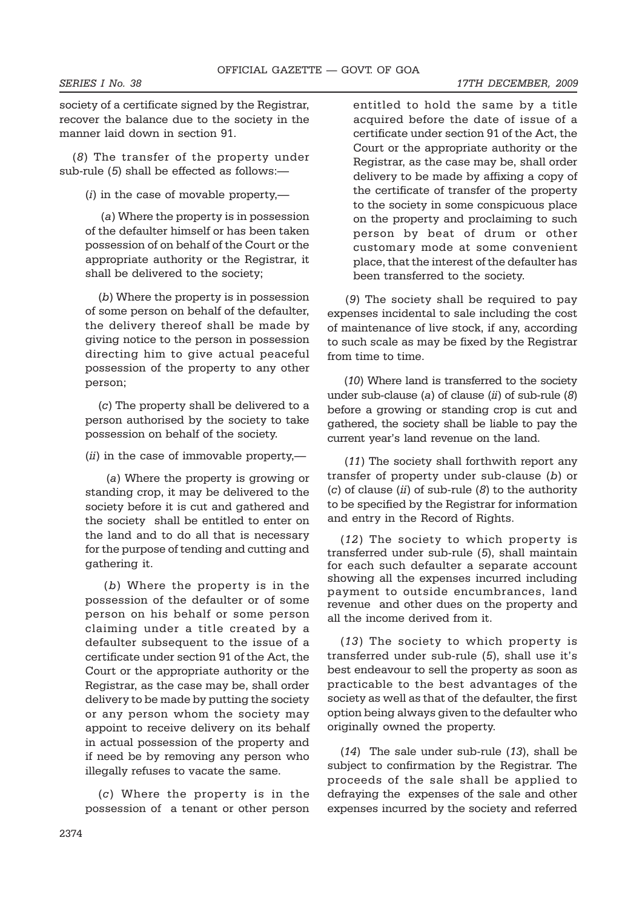society of a certificate signed by the Registrar, recover the balance due to the society in the manner laid down in section 91.

(*8*) The transfer of the property under sub-rule (*5*) shall be effected as follows:—

(*i*) in the case of movable property,—

(*a*) Where the property is in possession of the defaulter himself or has been taken possession of on behalf of the Court or the appropriate authority or the Registrar, it shall be delivered to the society;

(*b*) Where the property is in possession of some person on behalf of the defaulter, the delivery thereof shall be made by giving notice to the person in possession directing him to give actual peaceful possession of the property to any other person;

(*c*) The property shall be delivered to a person authorised by the society to take possession on behalf of the society.

(*ii*) in the case of immovable property,—

(*a*) Where the property is growing or standing crop, it may be delivered to the society before it is cut and gathered and the society shall be entitled to enter on the land and to do all that is necessary for the purpose of tending and cutting and gathering it.

(*b*) Where the property is in the possession of the defaulter or of some person on his behalf or some person claiming under a title created by a defaulter subsequent to the issue of a certificate under section 91 of the Act, the Court or the appropriate authority or the Registrar, as the case may be, shall order delivery to be made by putting the society or any person whom the society may appoint to receive delivery on its behalf in actual possession of the property and if need be by removing any person who illegally refuses to vacate the same.

(*c*) Where the property is in the possession of a tenant or other person entitled to hold the same by a title acquired before the date of issue of a certificate under section 91 of the Act, the Court or the appropriate authority or the Registrar, as the case may be, shall order delivery to be made by affixing a copy of the certificate of transfer of the property to the society in some conspicuous place on the property and proclaiming to such person by beat of drum or other customary mode at some convenient place, that the interest of the defaulter has been transferred to the society.

(*9*) The society shall be required to pay expenses incidental to sale including the cost of maintenance of live stock, if any, according to such scale as may be fixed by the Registrar from time to time.

(*10*) Where land is transferred to the society under sub-clause (*a*) of clause (*ii*) of sub-rule (*8*) before a growing or standing crop is cut and gathered, the society shall be liable to pay the current year's land revenue on the land.

(*11*) The society shall forthwith report any transfer of property under sub-clause (*b*) or (*c*) of clause (*ii*) of sub-rule (*8*) to the authority to be specified by the Registrar for information and entry in the Record of Rights.

(*12*) The society to which property is transferred under sub-rule (*5*), shall maintain for each such defaulter a separate account showing all the expenses incurred including payment to outside encumbrances, land revenue and other dues on the property and all the income derived from it.

(*13*) The society to which property is transferred under sub-rule (*5*), shall use it's best endeavour to sell the property as soon as practicable to the best advantages of the society as well as that of the defaulter, the first option being always given to the defaulter who originally owned the property.

(*14*) The sale under sub-rule (*13*), shall be subject to confirmation by the Registrar. The proceeds of the sale shall be applied to defraying the expenses of the sale and other expenses incurred by the society and referred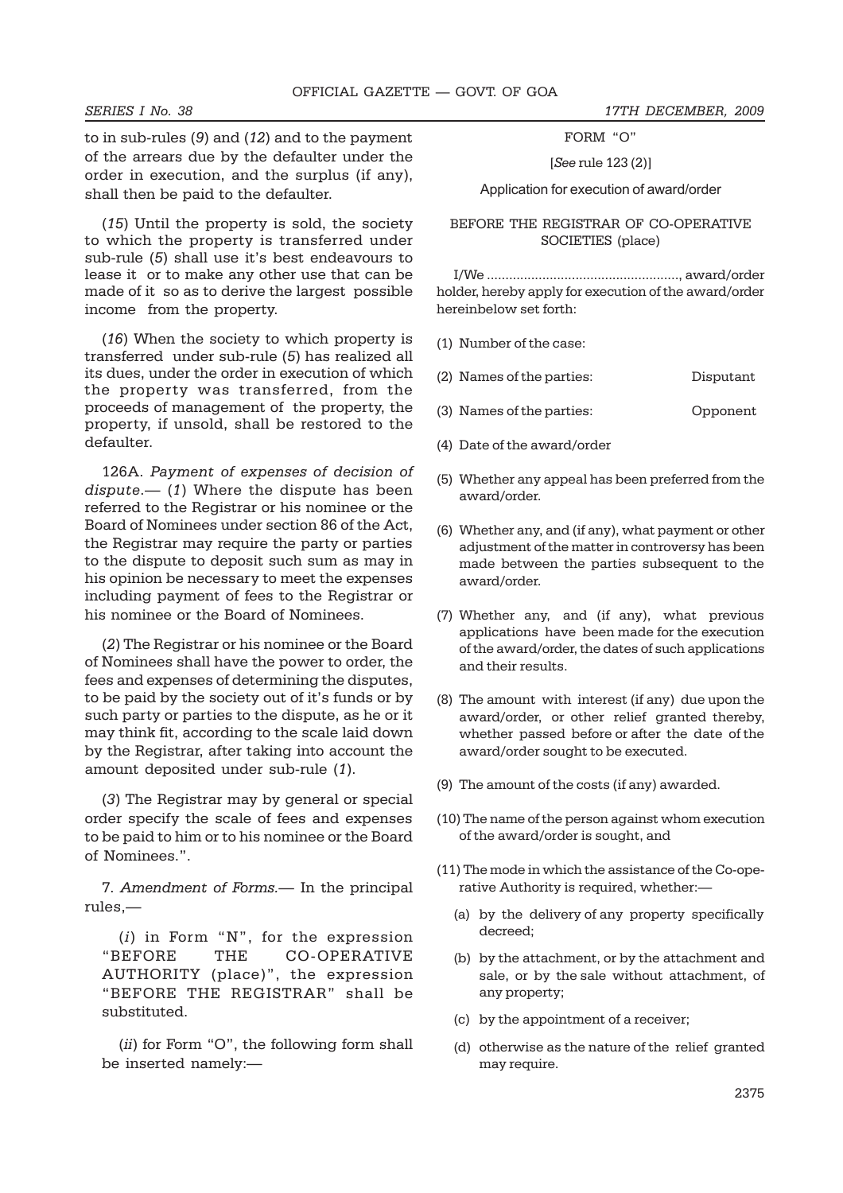to in sub-rules (*9*) and (*12*) and to the payment of the arrears due by the defaulter under the order in execution, and the surplus (if any), shall then be paid to the defaulter.

(*15*) Until the property is sold, the society to which the property is transferred under sub-rule (*5*) shall use it's best endeavours to lease it or to make any other use that can be made of it so as to derive the largest possible income from the property.

(*16*) When the society to which property is transferred under sub-rule (*5*) has realized all its dues, under the order in execution of which the property was transferred, from the proceeds of management of the property, the property, if unsold, shall be restored to the defaulter.

126A. *Payment of expenses of decision of dispute*.— (*1*) Where the dispute has been referred to the Registrar or his nominee or the Board of Nominees under section 86 of the Act, the Registrar may require the party or parties to the dispute to deposit such sum as may in his opinion be necessary to meet the expenses including payment of fees to the Registrar or his nominee or the Board of Nominees.

(*2*) The Registrar or his nominee or the Board of Nominees shall have the power to order, the fees and expenses of determining the disputes, to be paid by the society out of it's funds or by such party or parties to the dispute, as he or it may think fit, according to the scale laid down by the Registrar, after taking into account the amount deposited under sub-rule (*1*).

(*3*) The Registrar may by general or special order specify the scale of fees and expenses to be paid to him or to his nominee or the Board of Nominees.".

7. *Amendment of Forms*.— In the principal rules,—

(*i*) in Form "N", for the expression "BEFORE THE CO-OPERATIVE AUTHORITY (place)", the expression "BEFORE THE REGISTRAR" shall be substituted.

(*ii*) for Form "O", the following form shall be inserted namely:—

FORM "O"

[*See* rule 123 (2)]

Application for execution of award/order

BEFORE THE REGISTRAR OF CO-OPERATIVE SOCIETIES (place)

I/We ...................................................., award/order holder, hereby apply for execution of the award/order hereinbelow set forth:

(1) Number of the case:

(2) Names of the parties: Disputant

(3) Names of the parties: Opponent

(4) Date of the award/order

(5) Whether any appeal has been preferred from the award/order.

(6) Whether any, and (if any), what payment or other adjustment of the matter in controversy has been made between the parties subsequent to the award/order.

(7) Whether any, and (if any), what previous applications have been made for the execution of the award/order, the dates of such applications and their results.

(8) The amount with interest (if any) due upon the award/order, or other relief granted thereby, whether passed before or after the date of the award/order sought to be executed.

(9) The amount of the costs (if any) awarded.

(10) The name of the person against whom execution of the award/order is sought, and

(11) The mode in which the assistance of the Co-operative Authority is required, whether:—

(a) by the delivery of any property specifically decreed;

(b) by the attachment, or by the attachment and sale, or by the sale without attachment, of any property;

(c) by the appointment of a receiver;

(d) otherwise as the nature of the relief granted may require.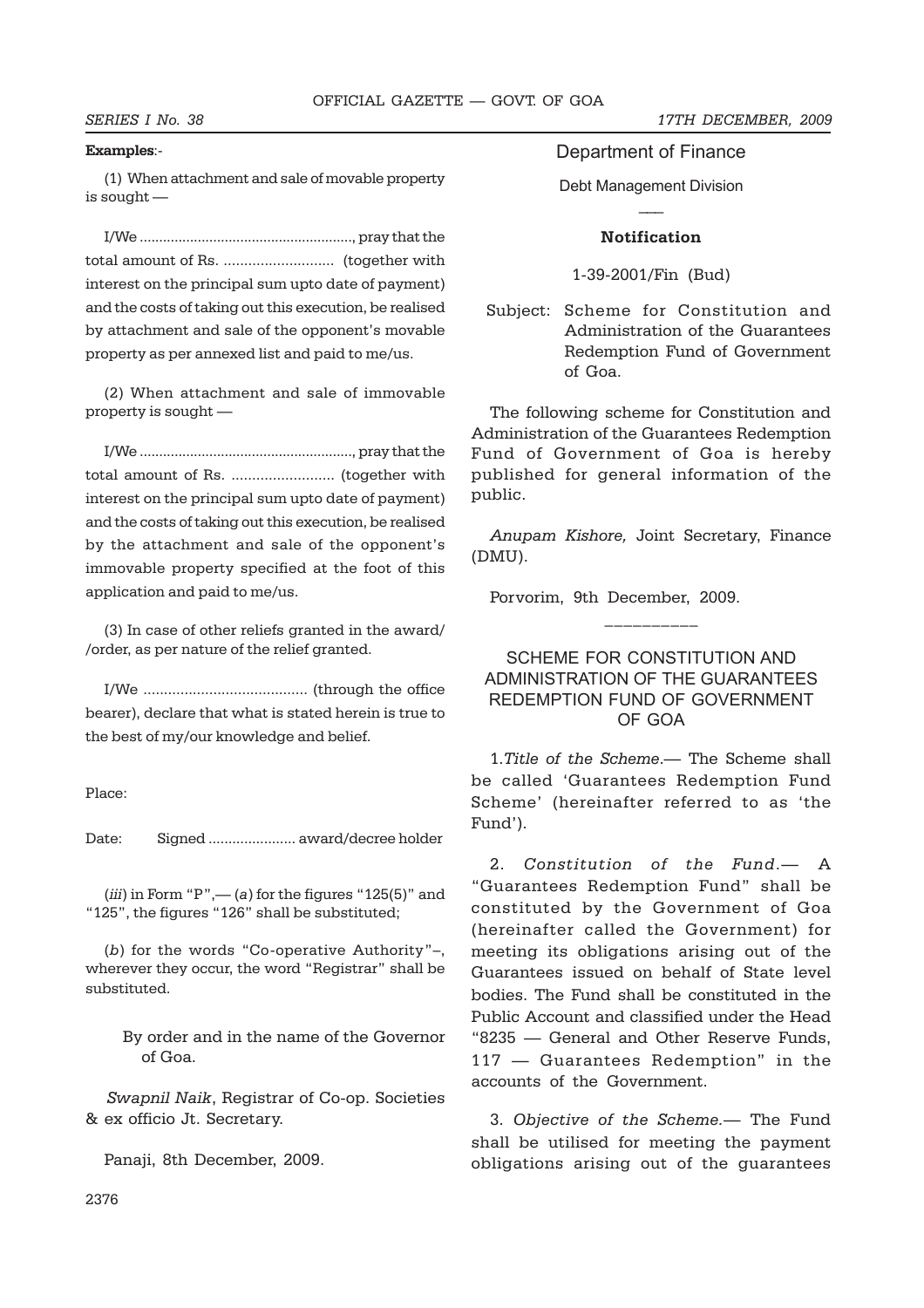**Examples**:-

(1) When attachment and sale of movable property is sought —

I/We ......................................................., pray that the total amount of Rs. ........................... (together with interest on the principal sum upto date of payment) and the costs of taking out this execution, be realised by attachment and sale of the opponent's movable property as per annexed list and paid to me/us.

(2) When attachment and sale of immovable property is sought —

I/We ......................................................., pray that the total amount of Rs. ......................... (together with interest on the principal sum upto date of payment) and the costs of taking out this execution, be realised by the attachment and sale of the opponent's immovable property specified at the foot of this application and paid to me/us.

(3) In case of other reliefs granted in the award/ /order, as per nature of the relief granted.

I/We ........................................ (through the office bearer), declare that what is stated herein is true to the best of my/our knowledge and belief.

Place:

Date: Signed ...................... award/decree holder

(*iii*) in Form "P",— (*a*) for the figures "125(5)" and "125", the figures "126" shall be substituted;

(*b*) for the words "Co-operative Authority"–, wherever they occur, the word "Registrar" shall be substituted.

By order and in the name of the Governor of Goa.

*Swapnil Naik*, Registrar of Co-op. Societies & ex officio Jt. Secretary.

Panaji, 8th December, 2009.

## Department of Finance

Debt Management Division

---

### Notification

1-39-2001/Fin (Bud)

Subject: Scheme for Constitution and Administration of the Guarantees Redemption Fund of Government of Goa.

The following scheme for Constitution and Administration of the Guarantees Redemption Fund of Government of Goa is hereby published for general information of the public.

*Anupam Kishore,* Joint Secretary, Finance (DMU).

Porvorim, 9th December, 2009.

---

## SCHEME FOR CONSTITUTION AND ADMINISTRATION OF THE GUARANTEES REDEMPTION FUND OF GOVERNMENT OF GOA

1.*Title of the Scheme*.— The Scheme shall be called 'Guarantees Redemption Fund Scheme' (hereinafter referred to as 'the Fund').

2. *Constitution of the Fund*.— A "Guarantees Redemption Fund" shall be constituted by the Government of Goa (hereinafter called the Government) for meeting its obligations arising out of the Guarantees issued on behalf of State level bodies. The Fund shall be constituted in the Public Account and classified under the Head "8235 — General and Other Reserve Funds, 117 — Guarantees Redemption" in the accounts of the Government.

3. *Objective of the Scheme.*— The Fund shall be utilised for meeting the payment obligations arising out of the guarantees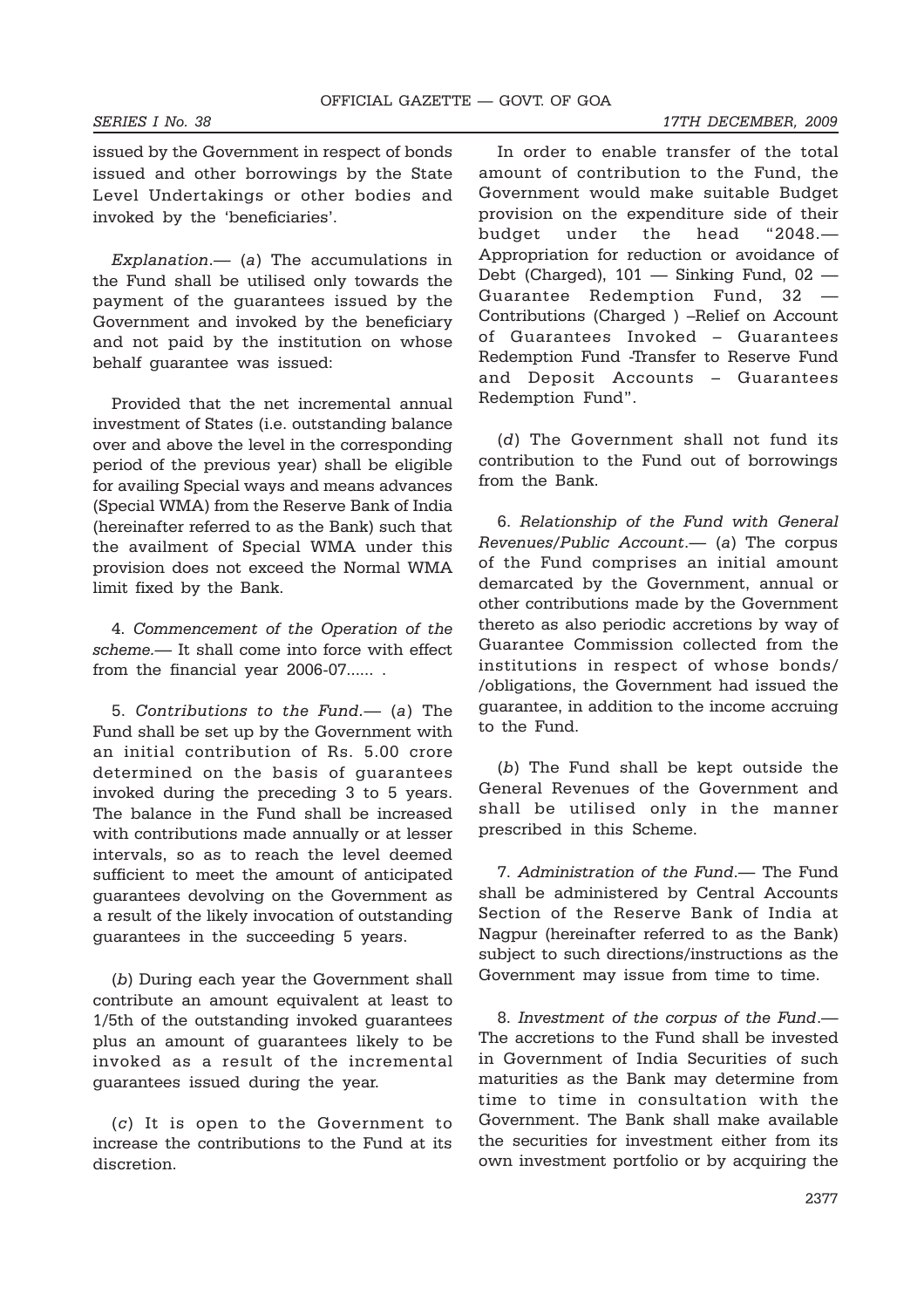issued by the Government in respect of bonds issued and other borrowings by the State Level Undertakings or other bodies and invoked by the 'beneficiaries'.

*Explanation*.— (*a*) The accumulations in the Fund shall be utilised only towards the payment of the guarantees issued by the Government and invoked by the beneficiary and not paid by the institution on whose behalf guarantee was issued:

Provided that the net incremental annual investment of States (i.e. outstanding balance over and above the level in the corresponding period of the previous year) shall be eligible for availing Special ways and means advances (Special WMA) from the Reserve Bank of India (hereinafter referred to as the Bank) such that the availment of Special WMA under this provision does not exceed the Normal WMA limit fixed by the Bank.

4. *Commencement of the Operation of the scheme.*— It shall come into force with effect from the financial year 2006-07...... .

5. *Contributions to the Fund.*— (*a*) The Fund shall be set up by the Government with an initial contribution of Rs. 5.00 crore determined on the basis of guarantees invoked during the preceding 3 to 5 years. The balance in the Fund shall be increased with contributions made annually or at lesser intervals, so as to reach the level deemed sufficient to meet the amount of anticipated guarantees devolving on the Government as a result of the likely invocation of outstanding guarantees in the succeeding 5 years.

(*b*) During each year the Government shall contribute an amount equivalent at least to 1/5th of the outstanding invoked guarantees plus an amount of guarantees likely to be invoked as a result of the incremental guarantees issued during the year.

(*c*) It is open to the Government to increase the contributions to the Fund at its discretion.

In order to enable transfer of the total amount of contribution to the Fund, the Government would make suitable Budget provision on the expenditure side of their budget under the head "2048.— Appropriation for reduction or avoidance of Debt (Charged), 101 — Sinking Fund, 02 — Guarantee Redemption Fund, 32 — Contributions (Charged ) –Relief on Account of Guarantees Invoked – Guarantees Redemption Fund -Transfer to Reserve Fund and Deposit Accounts – Guarantees Redemption Fund".

(*d*) The Government shall not fund its contribution to the Fund out of borrowings from the Bank.

6. *Relationship of the Fund with General Revenues/Public Account.*— (*a*) The corpus of the Fund comprises an initial amount demarcated by the Government, annual or other contributions made by the Government thereto as also periodic accretions by way of Guarantee Commission collected from the institutions in respect of whose bonds/ /obligations, the Government had issued the guarantee, in addition to the income accruing to the Fund.

(*b*) The Fund shall be kept outside the General Revenues of the Government and shall be utilised only in the manner prescribed in this Scheme.

7. *Administration of the Fund*.— The Fund shall be administered by Central Accounts Section of the Reserve Bank of India at Nagpur (hereinafter referred to as the Bank) subject to such directions/instructions as the Government may issue from time to time.

8. *Investment of the corpus of the Fund*.— The accretions to the Fund shall be invested in Government of India Securities of such maturities as the Bank may determine from time to time in consultation with the Government. The Bank shall make available the securities for investment either from its own investment portfolio or by acquiring the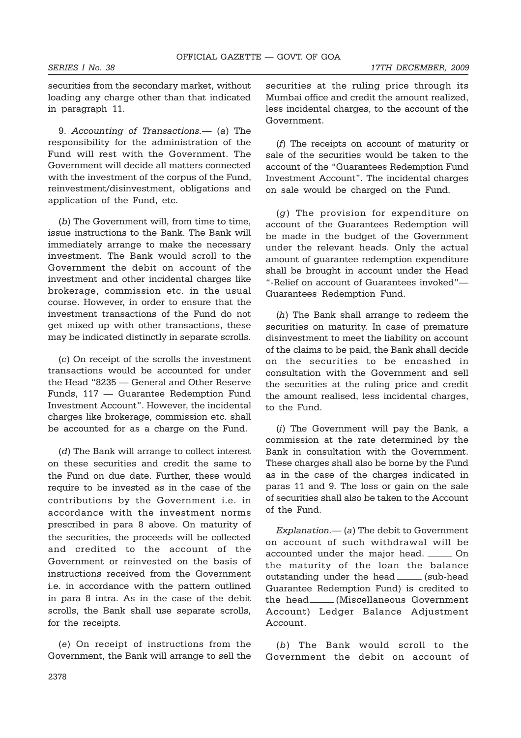securities from the secondary market, without loading any charge other than that indicated in paragraph 11.

9. *Accounting of Transactions.*— (*a*) The responsibility for the administration of the Fund will rest with the Government. The Government will decide all matters connected with the investment of the corpus of the Fund, reinvestment/disinvestment, obligations and application of the Fund, etc.

(*b*) The Government will, from time to time, issue instructions to the Bank. The Bank will immediately arrange to make the necessary investment. The Bank would scroll to the Government the debit on account of the investment and other incidental charges like brokerage, commission etc. in the usual course. However, in order to ensure that the investment transactions of the Fund do not get mixed up with other transactions, these may be indicated distinctly in separate scrolls.

(*c*) On receipt of the scrolls the investment transactions would be accounted for under the Head "8235 — General and Other Reserve Funds, 117 — Guarantee Redemption Fund Investment Account". However, the incidental charges like brokerage, commission etc. shall be accounted for as a charge on the Fund.

(*d*) The Bank will arrange to collect interest on these securities and credit the same to the Fund on due date. Further, these would require to be invested as in the case of the contributions by the Government i.e. in accordance with the investment norms prescribed in para 8 above. On maturity of the securities, the proceeds will be collected and credited to the account of the Government or reinvested on the basis of instructions received from the Government i.e. in accordance with the pattern outlined in para 8 intra. As in the case of the debit scrolls, the Bank shall use separate scrolls, for the receipts.

(*e*) On receipt of instructions from the Government, the Bank will arrange to sell the securities at the ruling price through its Mumbai office and credit the amount realized, less incidental charges, to the account of the Government.

(*f*) The receipts on account of maturity or sale of the securities would be taken to the account of the "Guarantees Redemption Fund Investment Account". The incidental charges on sale would be charged on the Fund.

(*g*) The provision for expenditure on account of the Guarantees Redemption will be made in the budget of the Government under the relevant heads. Only the actual amount of guarantee redemption expenditure shall be brought in account under the Head "-Relief on account of Guarantees invoked"— Guarantees Redemption Fund.

(*h*) The Bank shall arrange to redeem the securities on maturity. In case of premature disinvestment to meet the liability on account of the claims to be paid, the Bank shall decide on the securities to be encashed in consultation with the Government and sell the securities at the ruling price and credit the amount realised, less incidental charges, to the Fund.

(*i*) The Government will pay the Bank, a commission at the rate determined by the Bank in consultation with the Government. These charges shall also be borne by the Fund as in the case of the charges indicated in paras 11 and 9. The loss or gain on the sale of securities shall also be taken to the Account of the Fund.

*Explanation.*— (*a*) The debit to Government on account of such withdrawal will be accounted under the major head. ______ On the maturity of the loan the balance outstanding under the head ______ (sub-head Guarantee Redemption Fund) is credited to the head ______ (Miscellaneous Government Account) Ledger Balance Adjustment Account.

(*b*) The Bank would scroll to the Government the debit on account of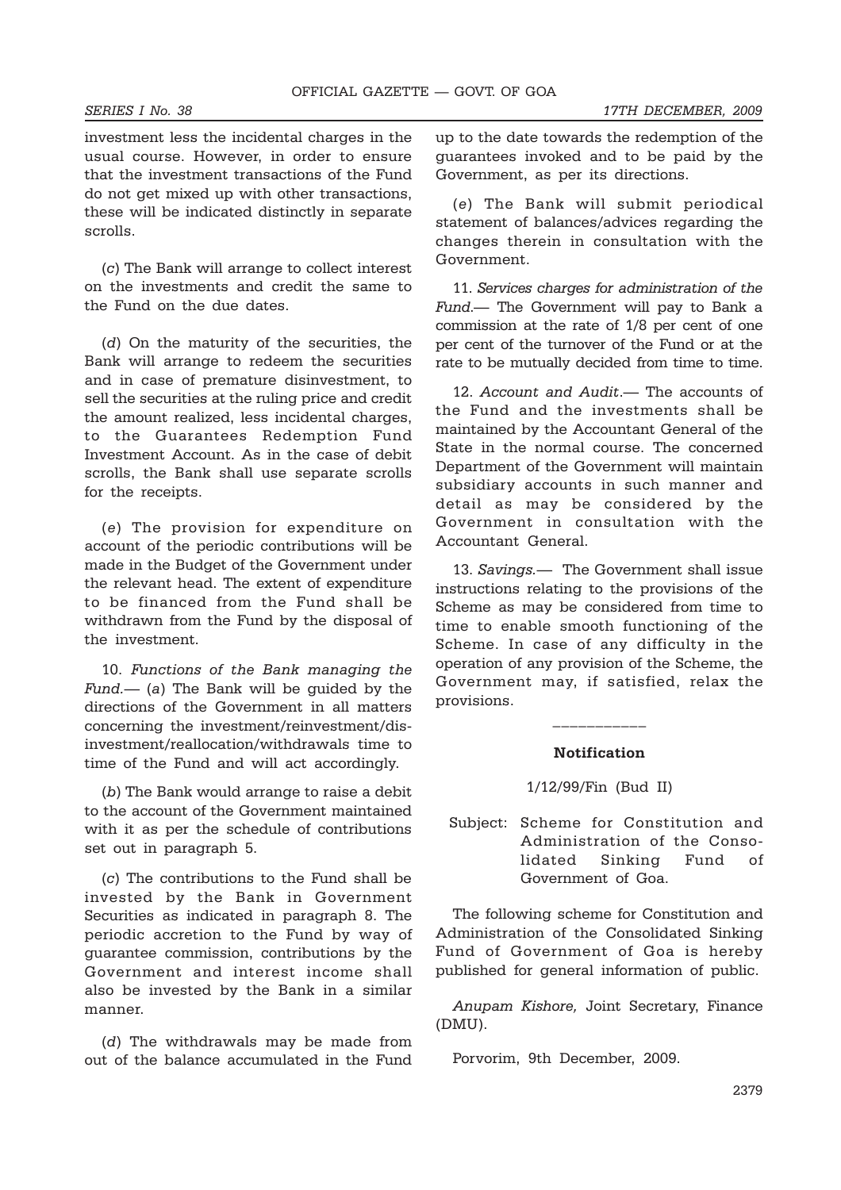investment less the incidental charges in the usual course. However, in order to ensure that the investment transactions of the Fund do not get mixed up with other transactions, these will be indicated distinctly in separate scrolls.

(*c*) The Bank will arrange to collect interest on the investments and credit the same to the Fund on the due dates.

(*d*) On the maturity of the securities, the Bank will arrange to redeem the securities and in case of premature disinvestment, to sell the securities at the ruling price and credit the amount realized, less incidental charges, to the Guarantees Redemption Fund Investment Account. As in the case of debit scrolls, the Bank shall use separate scrolls for the receipts.

(*e*) The provision for expenditure on account of the periodic contributions will be made in the Budget of the Government under the relevant head. The extent of expenditure to be financed from the Fund shall be withdrawn from the Fund by the disposal of the investment.

10. *Functions of the Bank managing the Fund*.— (*a*) The Bank will be guided by the directions of the Government in all matters concerning the investment/reinvestment/disinvestment/reallocation/withdrawals time to time of the Fund and will act accordingly.

(*b*) The Bank would arrange to raise a debit to the account of the Government maintained with it as per the schedule of contributions set out in paragraph 5.

(*c*) The contributions to the Fund shall be invested by the Bank in Government Securities as indicated in paragraph 8. The periodic accretion to the Fund by way of guarantee commission, contributions by the Government and interest income shall also be invested by the Bank in a similar manner.

(*d*) The withdrawals may be made from out of the balance accumulated in the Fund up to the date towards the redemption of the guarantees invoked and to be paid by the Government, as per its directions.

(*e*) The Bank will submit periodical statement of balances/advices regarding the changes therein in consultation with the Government.

11. *Services charges for administration of the Fund*.— The Government will pay to Bank a commission at the rate of 1/8 per cent of one per cent of the turnover of the Fund or at the rate to be mutually decided from time to time.

12. *Account and Audit*.— The accounts of the Fund and the investments shall be maintained by the Accountant General of the State in the normal course. The concerned Department of the Government will maintain subsidiary accounts in such manner and detail as may be considered by the Government in consultation with the Accountant General.

13. *Savings*.— The Government shall issue instructions relating to the provisions of the Scheme as may be considered from time to time to enable smooth functioning of the Scheme. In case of any difficulty in the operation of any provision of the Scheme, the Government may, if satisfied, relax the provisions.

---

**Notification**

1/12/99/Fin (Bud II)

Subject: Scheme for Constitution and Administration of the Consolidated Sinking Fund of Government of Goa.

The following scheme for Constitution and Administration of the Consolidated Sinking Fund of Government of Goa is hereby published for general information of public.

*Anupam Kishore,* Joint Secretary, Finance (DMU).

Porvorim, 9th December, 2009.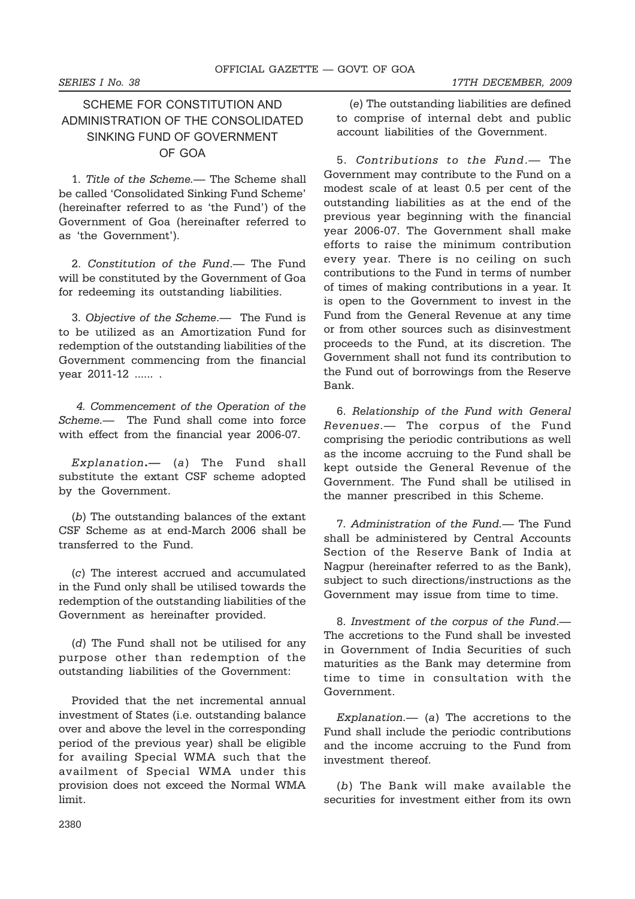# SCHEME FOR CONSTITUTION AND ADMINISTRATION OF THE CONSOLIDATED SINKING FUND OF GOVERNMENT OF GOA

1. *Title of the Scheme.*— The Scheme shall be called 'Consolidated Sinking Fund Scheme' (hereinafter referred to as 'the Fund') of the Government of Goa (hereinafter referred to as 'the Government').

2. *Constitution of the Fund.*— The Fund will be constituted by the Government of Goa for redeeming its outstanding liabilities.

3. *Objective of the Scheme.*— The Fund is to be utilized as an Amortization Fund for redemption of the outstanding liabilities of the Government commencing from the financial year 2011-12 ...... .

*4. Commencement of the Operation of the Scheme.*— The Fund shall come into force with effect from the financial year 2006-07.

*Explanation*.— (*a*) The Fund shall substitute the extant CSF scheme adopted by the Government.

(*b*) The outstanding balances of the extant CSF Scheme as at end-March 2006 shall be transferred to the Fund.

(*c*) The interest accrued and accumulated in the Fund only shall be utilised towards the redemption of the outstanding liabilities of the Government as hereinafter provided.

(*d*) The Fund shall not be utilised for any purpose other than redemption of the outstanding liabilities of the Government:

Provided that the net incremental annual investment of States (i.e. outstanding balance over and above the level in the corresponding period of the previous year) shall be eligible for availing Special WMA such that the availment of Special WMA under this provision does not exceed the Normal WMA limit.

(*e*) The outstanding liabilities are defined to comprise of internal debt and public account liabilities of the Government.

5. *Contributions to the Fund*.— The Government may contribute to the Fund on a modest scale of at least 0.5 per cent of the outstanding liabilities as at the end of the previous year beginning with the financial year 2006-07. The Government shall make efforts to raise the minimum contribution every year. There is no ceiling on such contributions to the Fund in terms of number of times of making contributions in a year. It is open to the Government to invest in the Fund from the General Revenue at any time or from other sources such as disinvestment proceeds to the Fund, at its discretion. The Government shall not fund its contribution to the Fund out of borrowings from the Reserve Bank.

6. *Relationship of the Fund with General Revenues*.— The corpus of the Fund comprising the periodic contributions as well as the income accruing to the Fund shall be kept outside the General Revenue of the Government. The Fund shall be utilised in the manner prescribed in this Scheme.

7. *Administration of the Fund.*— The Fund shall be administered by Central Accounts Section of the Reserve Bank of India at Nagpur (hereinafter referred to as the Bank), subject to such directions/instructions as the Government may issue from time to time.

8. *Investment of the corpus of the Fund.*— The accretions to the Fund shall be invested in Government of India Securities of such maturities as the Bank may determine from time to time in consultation with the Government.

*Explanation.*— (*a*) The accretions to the Fund shall include the periodic contributions and the income accruing to the Fund from investment thereof.

(*b*) The Bank will make available the securities for investment either from its own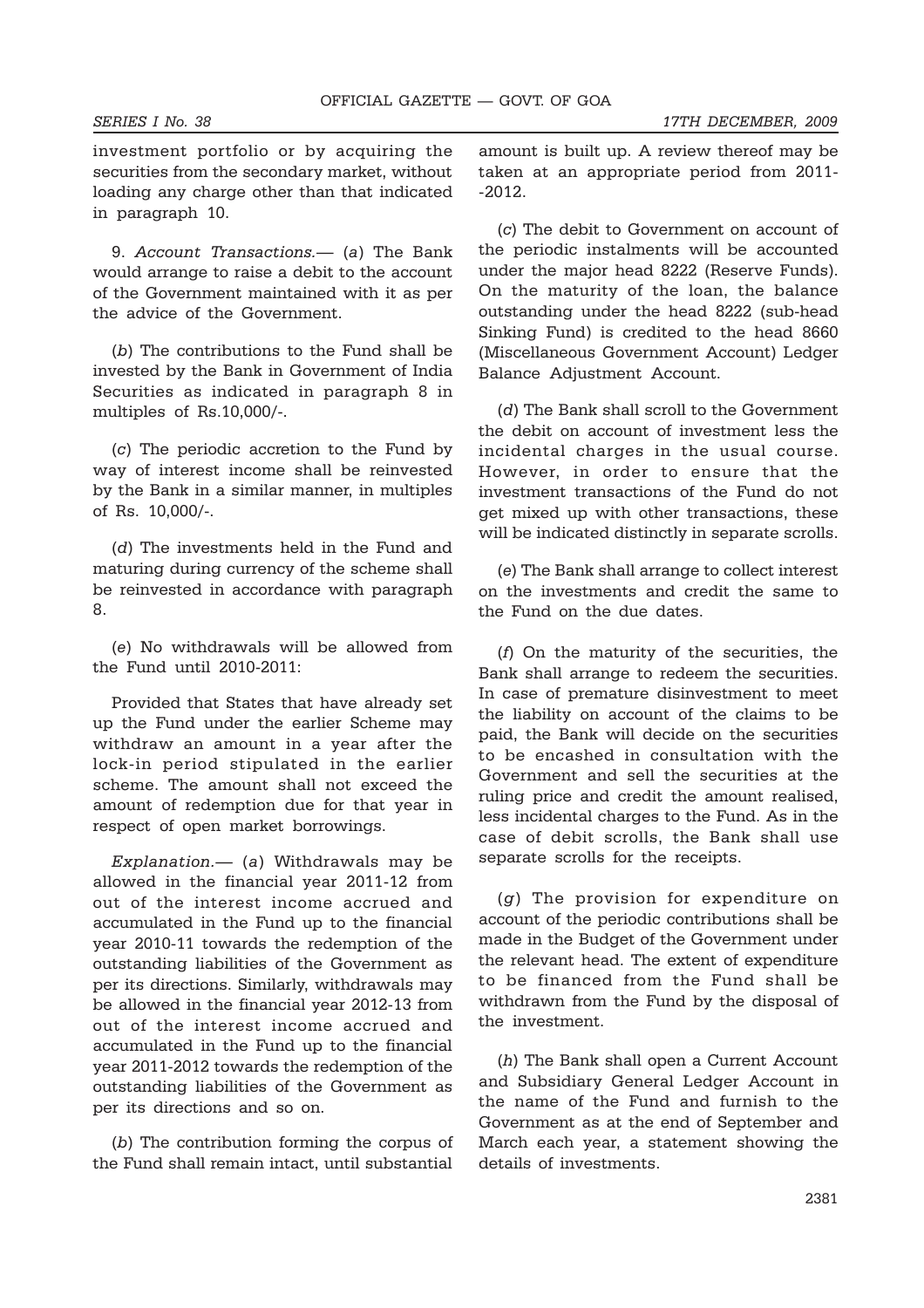investment portfolio or by acquiring the securities from the secondary market, without loading any charge other than that indicated in paragraph 10.

9. *Account Transactions.*— (*a*) The Bank would arrange to raise a debit to the account of the Government maintained with it as per the advice of the Government.

(*b*) The contributions to the Fund shall be invested by the Bank in Government of India Securities as indicated in paragraph 8 in multiples of Rs.10,000/-.

(*c*) The periodic accretion to the Fund by way of interest income shall be reinvested by the Bank in a similar manner, in multiples of Rs. 10,000/-.

(*d*) The investments held in the Fund and maturing during currency of the scheme shall be reinvested in accordance with paragraph 8.

(*e*) No withdrawals will be allowed from the Fund until 2010-2011:

Provided that States that have already set up the Fund under the earlier Scheme may withdraw an amount in a year after the lock-in period stipulated in the earlier scheme. The amount shall not exceed the amount of redemption due for that year in respect of open market borrowings.

*Explanation.*— (*a*) Withdrawals may be allowed in the financial year 2011-12 from out of the interest income accrued and accumulated in the Fund up to the financial year 2010-11 towards the redemption of the outstanding liabilities of the Government as per its directions. Similarly, withdrawals may be allowed in the financial year 2012-13 from out of the interest income accrued and accumulated in the Fund up to the financial year 2011-2012 towards the redemption of the outstanding liabilities of the Government as per its directions and so on.

(*b*) The contribution forming the corpus of the Fund shall remain intact, until substantial amount is built up. A review thereof may be taken at an appropriate period from 2011--2012.

(*c*) The debit to Government on account of the periodic instalments will be accounted under the major head 8222 (Reserve Funds). On the maturity of the loan, the balance outstanding under the head 8222 (sub-head Sinking Fund) is credited to the head 8660 (Miscellaneous Government Account) Ledger Balance Adjustment Account.

(*d*) The Bank shall scroll to the Government the debit on account of investment less the incidental charges in the usual course. However, in order to ensure that the investment transactions of the Fund do not get mixed up with other transactions, these will be indicated distinctly in separate scrolls.

(*e*) The Bank shall arrange to collect interest on the investments and credit the same to the Fund on the due dates.

(*f*) On the maturity of the securities, the Bank shall arrange to redeem the securities. In case of premature disinvestment to meet the liability on account of the claims to be paid, the Bank will decide on the securities to be encashed in consultation with the Government and sell the securities at the ruling price and credit the amount realised, less incidental charges to the Fund. As in the case of debit scrolls, the Bank shall use separate scrolls for the receipts.

(*g*) The provision for expenditure on account of the periodic contributions shall be made in the Budget of the Government under the relevant head. The extent of expenditure to be financed from the Fund shall be withdrawn from the Fund by the disposal of the investment.

(*h*) The Bank shall open a Current Account and Subsidiary General Ledger Account in the name of the Fund and furnish to the Government as at the end of September and March each year, a statement showing the details of investments.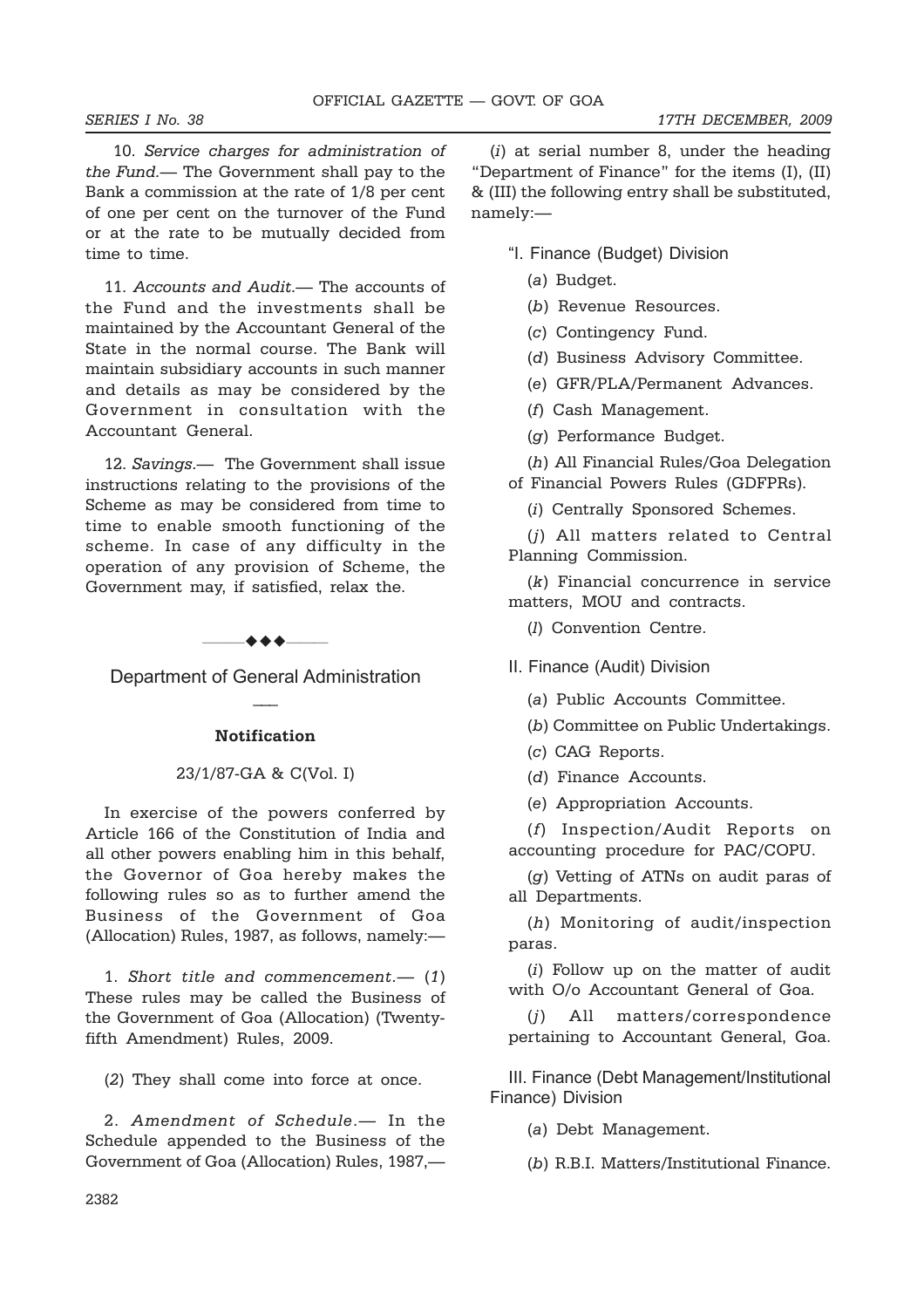10. *Service charges for administration of the Fund.*— The Government shall pay to the Bank a commission at the rate of 1/8 per cent of one per cent on the turnover of the Fund or at the rate to be mutually decided from time to time.

11. *Accounts and Audit.*— The accounts of the Fund and the investments shall be maintained by the Accountant General of the State in the normal course. The Bank will maintain subsidiary accounts in such manner and details as may be considered by the Government in consultation with the Accountant General.

12. *Savings.*— The Government shall issue instructions relating to the provisions of the Scheme as may be considered from time to time to enable smooth functioning of the scheme. In case of any difficulty in the operation of any provision of Scheme, the Government may, if satisfied, relax the.

◆◆◆

## Department of General Administration

### Notification

23/1/87-GA & C(Vol. I)

In exercise of the powers conferred by Article 166 of the Constitution of India and all other powers enabling him in this behalf, the Governor of Goa hereby makes the following rules so as to further amend the Business of the Government of Goa (Allocation) Rules, 1987, as follows, namely:—

1. *Short title and commencement.*— (*1*) These rules may be called the Business of the Government of Goa (Allocation) (Twenty-fifth Amendment) Rules, 2009.

(*2*) They shall come into force at once.

2. *Amendment of Schedule.*— In the Schedule appended to the Business of the Government of Goa (Allocation) Rules, 1987,—

(*i*) at serial number 8, under the heading "Department of Finance" for the items (I), (II) & (III) the following entry shall be substituted, namely:—

"I. Finance (Budget) Division

(*a*) Budget.

(*b*) Revenue Resources.

(*c*) Contingency Fund.

(*d*) Business Advisory Committee.

(*e*) GFR/PLA/Permanent Advances.

(*f*) Cash Management.

(*g*) Performance Budget.

(*h*) All Financial Rules/Goa Delegation of Financial Powers Rules (GDFPRs).

(*i*) Centrally Sponsored Schemes.

(*j*) All matters related to Central Planning Commission.

(*k*) Financial concurrence in service matters, MOU and contracts.

(*l*) Convention Centre.

II. Finance (Audit) Division

(*a*) Public Accounts Committee.

(*b*) Committee on Public Undertakings.

(*c*) CAG Reports.

(*d*) Finance Accounts.

(*e*) Appropriation Accounts.

(*f*) Inspection/Audit Reports on accounting procedure for PAC/COPU.

(*g*) Vetting of ATNs on audit paras of all Departments.

(*h*) Monitoring of audit/inspection paras.

(*i*) Follow up on the matter of audit with O/o Accountant General of Goa.

(*j*) All matters/correspondence pertaining to Accountant General, Goa.

III. Finance (Debt Management/Institutional Finance) Division

(*a*) Debt Management.

(*b*) R.B.I. Matters/Institutional Finance.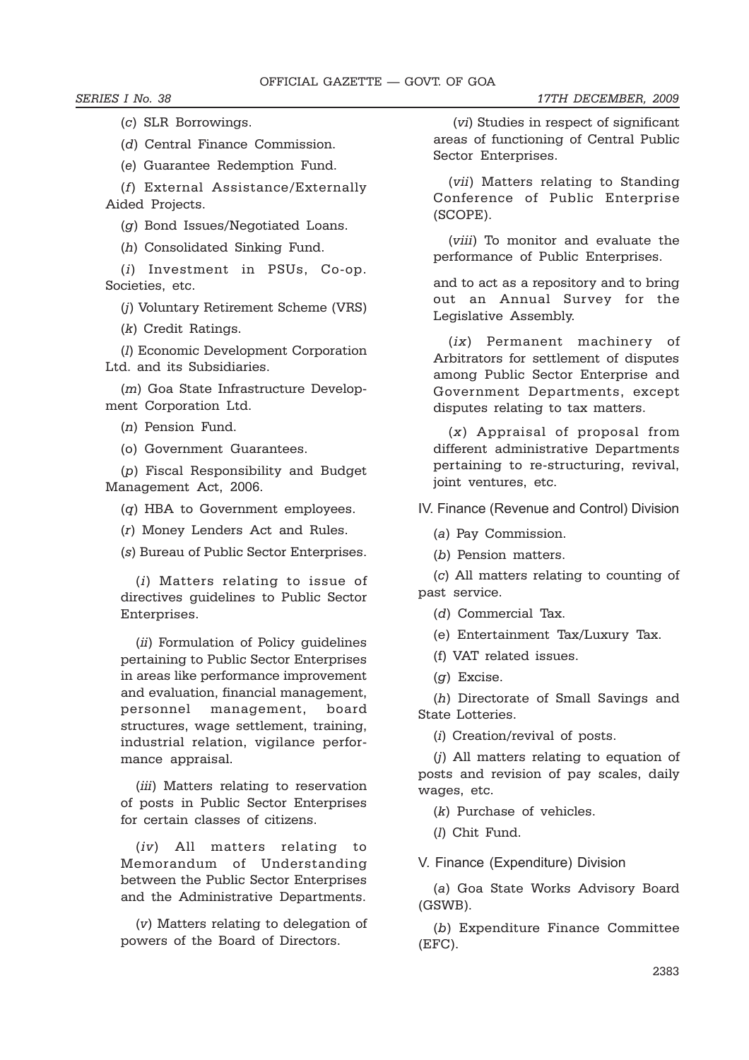(*c*) SLR Borrowings.

(*d*) Central Finance Commission.

(*e*) Guarantee Redemption Fund.

(*f*) External Assistance/Externally Aided Projects.

(*g*) Bond Issues/Negotiated Loans.

(*h*) Consolidated Sinking Fund.

(*i*) Investment in PSUs, Co-op. Societies, etc.

(*j*) Voluntary Retirement Scheme (VRS)

(*k*) Credit Ratings.

(*l*) Economic Development Corporation Ltd. and its Subsidiaries.

(*m*) Goa State Infrastructure Development Corporation Ltd.

(*n*) Pension Fund.

(o) Government Guarantees.

(*p*) Fiscal Responsibility and Budget Management Act, 2006.

(*q*) HBA to Government employees.

(*r*) Money Lenders Act and Rules.

(*s*) Bureau of Public Sector Enterprises.

(*i*) Matters relating to issue of directives guidelines to Public Sector Enterprises.

(*ii*) Formulation of Policy guidelines pertaining to Public Sector Enterprises in areas like performance improvement and evaluation, financial management, personnel management, board structures, wage settlement, training, industrial relation, vigilance performance appraisal.

(*iii*) Matters relating to reservation of posts in Public Sector Enterprises for certain classes of citizens.

(*iv*) All matters relating to Memorandum of Understanding between the Public Sector Enterprises and the Administrative Departments.

(*v*) Matters relating to delegation of powers of the Board of Directors.

(*vi*) Studies in respect of significant areas of functioning of Central Public Sector Enterprises.

(*vii*) Matters relating to Standing Conference of Public Enterprise (SCOPE).

(*viii*) To monitor and evaluate the performance of Public Enterprises.

and to act as a repository and to bring out an Annual Survey for the Legislative Assembly.

(*ix*) Permanent machinery of Arbitrators for settlement of disputes among Public Sector Enterprise and Government Departments, except disputes relating to tax matters.

(*x*) Appraisal of proposal from different administrative Departments pertaining to re-structuring, revival, joint ventures, etc.

IV. Finance (Revenue and Control) Division

(*a*) Pay Commission.

(*b*) Pension matters.

(*c*) All matters relating to counting of past service.

(*d*) Commercial Tax.

(e) Entertainment Tax/Luxury Tax.

(f) VAT related issues.

(*g*) Excise.

(*h*) Directorate of Small Savings and State Lotteries.

(*i*) Creation/revival of posts.

(*j*) All matters relating to equation of posts and revision of pay scales, daily wages, etc.

(*k*) Purchase of vehicles.

(*l*) Chit Fund.

V. Finance (Expenditure) Division

(*a*) Goa State Works Advisory Board (GSWB).

(*b*) Expenditure Finance Committee (EFC).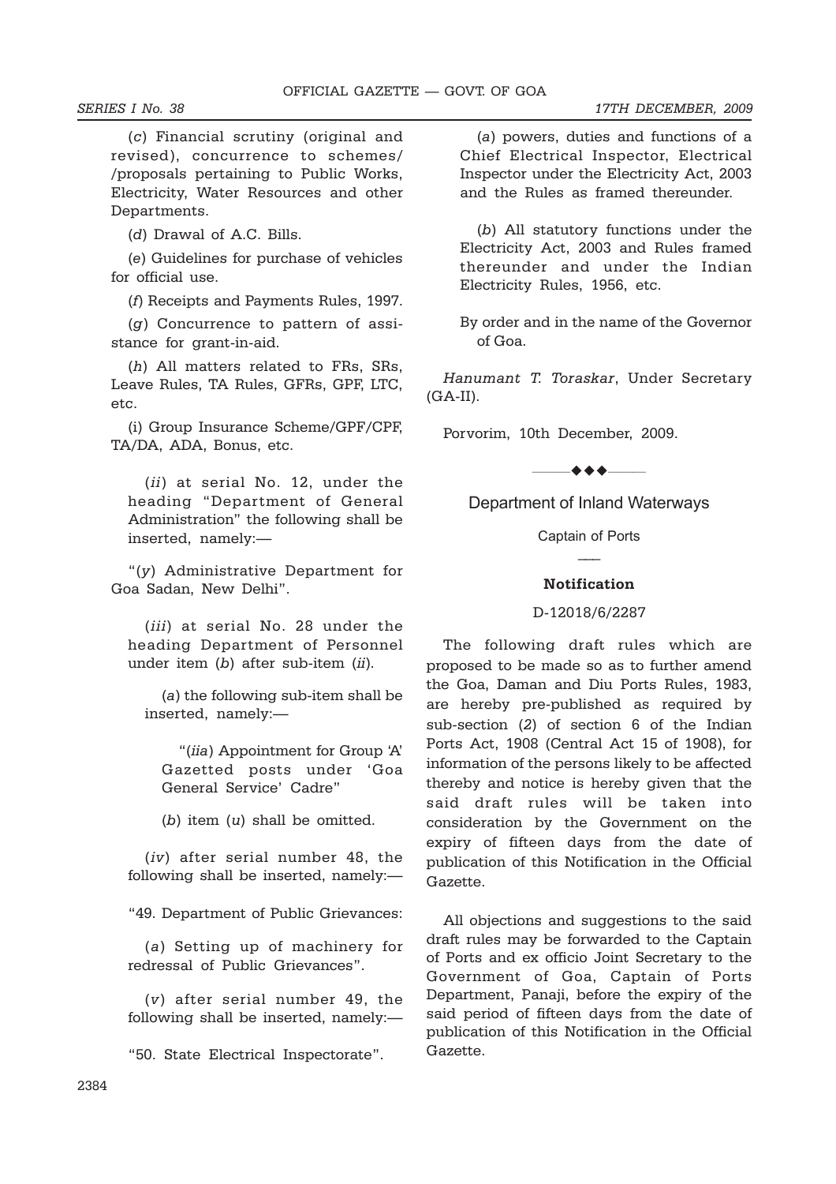(*c*) Financial scrutiny (original and revised), concurrence to schemes/ /proposals pertaining to Public Works, Electricity, Water Resources and other Departments.

(*d*) Drawal of A.C. Bills.

(*e*) Guidelines for purchase of vehicles for official use.

(*f*) Receipts and Payments Rules, 1997.

(*g*) Concurrence to pattern of assistance for grant-in-aid.

(*h*) All matters related to FRs, SRs, Leave Rules, TA Rules, GFRs, GPF, LTC, etc.

(i) Group Insurance Scheme/GPF/CPF, TA/DA, ADA, Bonus, etc.

(*ii*) at serial No. 12, under the heading "Department of General Administration" the following shall be inserted, namely:—

"(*y*) Administrative Department for Goa Sadan, New Delhi".

(*iii*) at serial No. 28 under the heading Department of Personnel under item (*b*) after sub-item (*ii*).

(*a*) the following sub-item shall be inserted, namely:—

"(*iia*) Appointment for Group 'A' Gazetted posts under 'Goa General Service' Cadre"

(*b*) item (*u*) shall be omitted.

(*iv*) after serial number 48, the following shall be inserted, namely:—

"49. Department of Public Grievances:

(*a*) Setting up of machinery for redressal of Public Grievances".

(*v*) after serial number 49, the following shall be inserted, namely:—

"50. State Electrical Inspectorate".

(*a*) powers, duties and functions of a Chief Electrical Inspector, Electrical Inspector under the Electricity Act, 2003 and the Rules as framed thereunder.

(*b*) All statutory functions under the Electricity Act, 2003 and Rules framed thereunder and under the Indian Electricity Rules, 1956, etc.

By order and in the name of the Governor of Goa.

*Hanumant T. Toraskar*, Under Secretary (GA-II).

Porvorim, 10th December, 2009.

———◆◆◆———

## Department of Inland Waterways

Captain of Ports

—

### Notification

D-12018/6/2287

The following draft rules which are proposed to be made so as to further amend the Goa, Daman and Diu Ports Rules, 1983, are hereby pre-published as required by sub-section (*2*) of section 6 of the Indian Ports Act, 1908 (Central Act 15 of 1908), for information of the persons likely to be affected thereby and notice is hereby given that the said draft rules will be taken into consideration by the Government on the expiry of fifteen days from the date of publication of this Notification in the Official Gazette.

All objections and suggestions to the said draft rules may be forwarded to the Captain of Ports and ex officio Joint Secretary to the Government of Goa, Captain of Ports Department, Panaji, before the expiry of the said period of fifteen days from the date of publication of this Notification in the Official Gazette.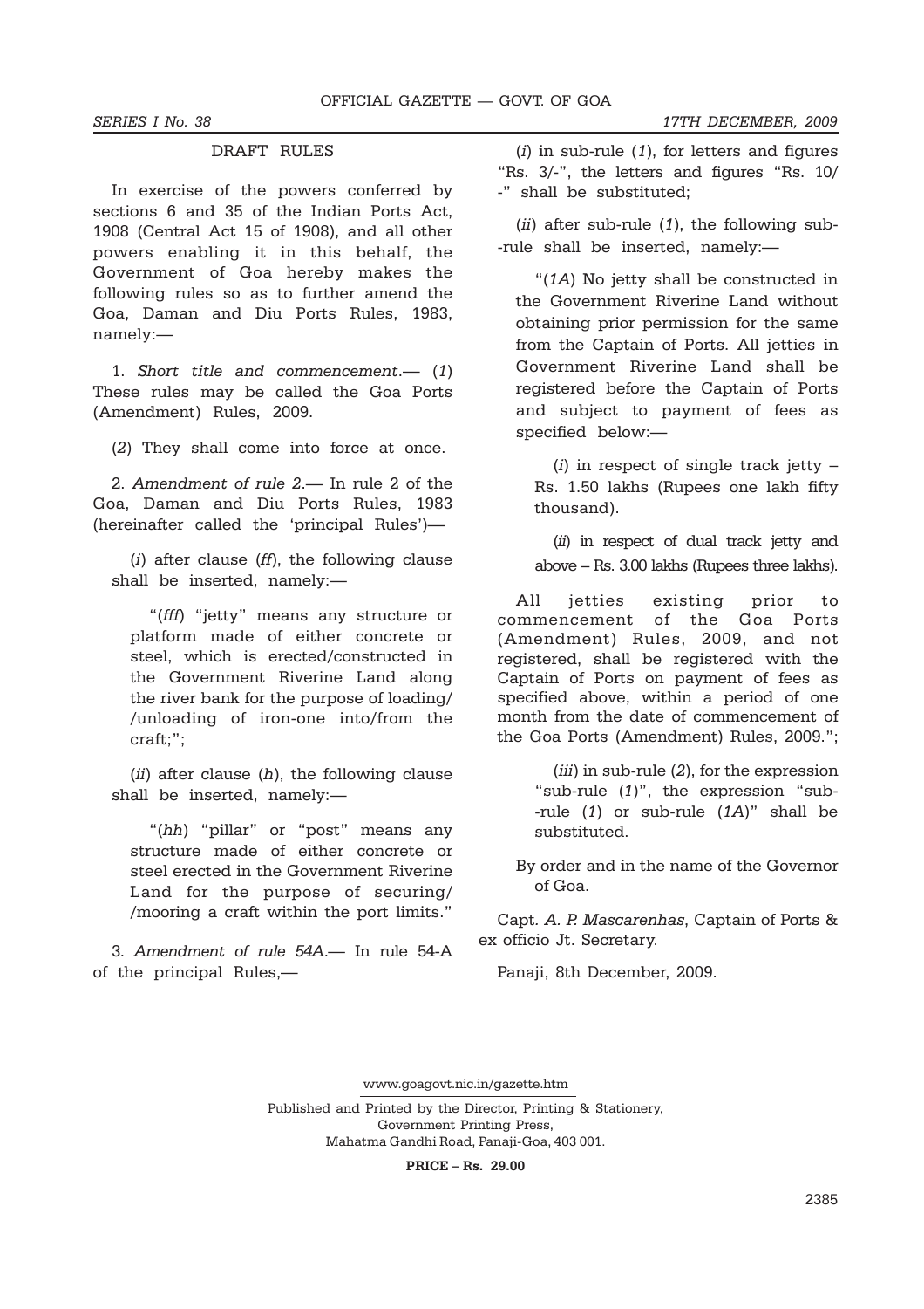## DRAFT RULES

In exercise of the powers conferred by sections 6 and 35 of the Indian Ports Act, 1908 (Central Act 15 of 1908), and all other powers enabling it in this behalf, the Government of Goa hereby makes the following rules so as to further amend the Goa, Daman and Diu Ports Rules, 1983, namely:—

1. *Short title and commencement*.— (*1*) These rules may be called the Goa Ports (Amendment) Rules, 2009.

(*2*) They shall come into force at once.

2. *Amendment of rule 2*.— In rule 2 of the Goa, Daman and Diu Ports Rules, 1983 (hereinafter called the 'principal Rules')—

(*i*) after clause (*ff*), the following clause shall be inserted, namely:—

"(*fff*) "jetty" means any structure or platform made of either concrete or steel, which is erected/constructed in the Government Riverine Land along the river bank for the purpose of loading/ /unloading of iron-one into/from the craft;";

(*ii*) after clause (*h*), the following clause shall be inserted, namely:—

"(*hh*) "pillar" or "post" means any structure made of either concrete or steel erected in the Government Riverine Land for the purpose of securing/ /mooring a craft within the port limits."

3. *Amendment of rule 54A*.— In rule 54-A of the principal Rules,—

(*i*) in sub-rule (*1*), for letters and figures "Rs. 3/-", the letters and figures "Rs. 10/ -" shall be substituted;

(*ii*) after sub-rule (*1*), the following sub- -rule shall be inserted, namely:—

"(*1A*) No jetty shall be constructed in the Government Riverine Land without obtaining prior permission for the same from the Captain of Ports. All jetties in Government Riverine Land shall be registered before the Captain of Ports and subject to payment of fees as specified below:—

(*i*) in respect of single track jetty – Rs. 1.50 lakhs (Rupees one lakh fifty thousand).

(*ii*) in respect of dual track jetty and above – Rs. 3.00 lakhs (Rupees three lakhs).

All jetties existing prior to commencement of the Goa Ports (Amendment) Rules, 2009, and not registered, shall be registered with the Captain of Ports on payment of fees as specified above, within a period of one month from the date of commencement of the Goa Ports (Amendment) Rules, 2009.";

(*iii*) in sub-rule (*2*), for the expression "sub-rule (*1*)", the expression "sub- -rule (*1*) or sub-rule (*1A*)" shall be substituted.

By order and in the name of the Governor of Goa.

Capt. *A. P. Mascarenhas*, Captain of Ports & ex officio Jt. Secretary.

Panaji, 8th December, 2009.

www.goagovt.nic.in/gazette.htm

Published and Printed by the Director, Printing & Stationery, Government Printing Press, Mahatma Gandhi Road, Panaji-Goa, 403 001.

**PRICE – Rs. 29.00**